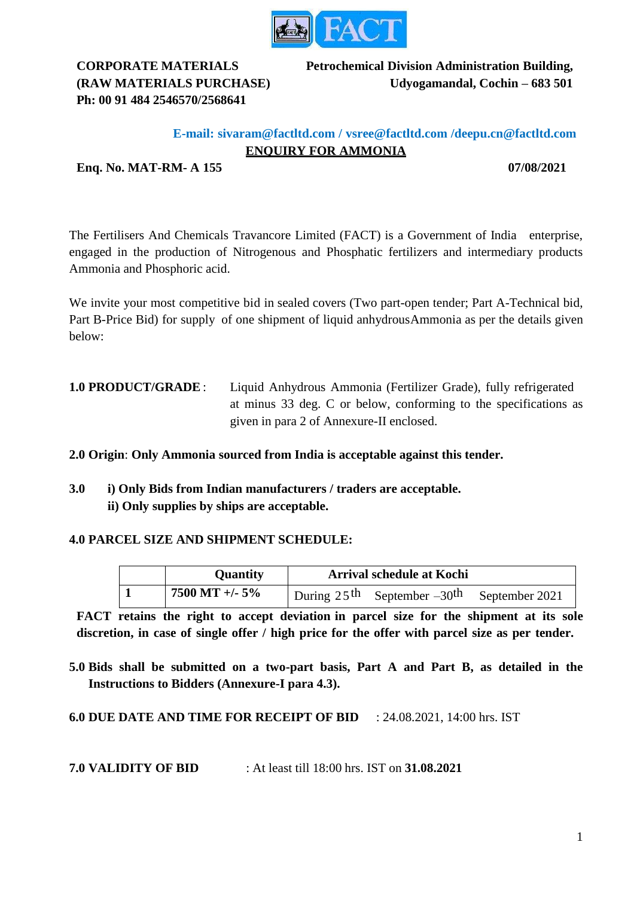**CORPORATE MATERIALS**
**(RAW MATERIALS PURCHASE)**
**Ph: 00 91 484 2546570/2568641**

**Petrochemical Division Administration Building,**
**Udyogamandal, Cochin – 683 501**

**E-mail: sivaram@factltd.com / vsree@factltd.com /deepu.cn@factltd.com**

## ENQUIRY FOR AMMONIA

**Enq. No. MAT-RM- A 155** **07/08/2021**

The Fertilisers And Chemicals Travancore Limited (FACT) is a Government of India enterprise, engaged in the production of Nitrogenous and Phosphatic fertilizers and intermediary products Ammonia and Phosphoric acid.

We invite your most competitive bid in sealed covers (Two part-open tender; Part A-Technical bid, Part B-Price Bid) for supply of one shipment of liquid anhydrousAmmonia as per the details given below:

**1.0 PRODUCT/GRADE** : Liquid Anhydrous Ammonia (Fertilizer Grade), fully refrigerated at minus 33 deg. C or below, conforming to the specifications as given in para 2 of Annexure-II enclosed.

**2.0 Origin**: **Only Ammonia sourced from India is acceptable against this tender.**

**3.0 i) Only Bids from Indian manufacturers / traders are acceptable.**
**ii) Only supplies by ships are acceptable.**

**4.0 PARCEL SIZE AND SHIPMENT SCHEDULE:**

| | **Quantity** | **Arrival schedule at Kochi** |
|---|---|---|
| **1** | **7500 MT +/- 5%** | During 25th September –30th September 2021 |

**FACT retains the right to accept deviation in parcel size for the shipment at its sole discretion, in case of single offer / high price for the offer with parcel size as per tender.**

**5.0 Bids shall be submitted on a two-part basis, Part A and Part B, as detailed in the Instructions to Bidders (Annexure-I para 4.3).**

**6.0 DUE DATE AND TIME FOR RECEIPT OF BID** : 24.08.2021, 14:00 hrs. IST

**7.0 VALIDITY OF BID** : At least till 18:00 hrs. IST on **31.08.2021**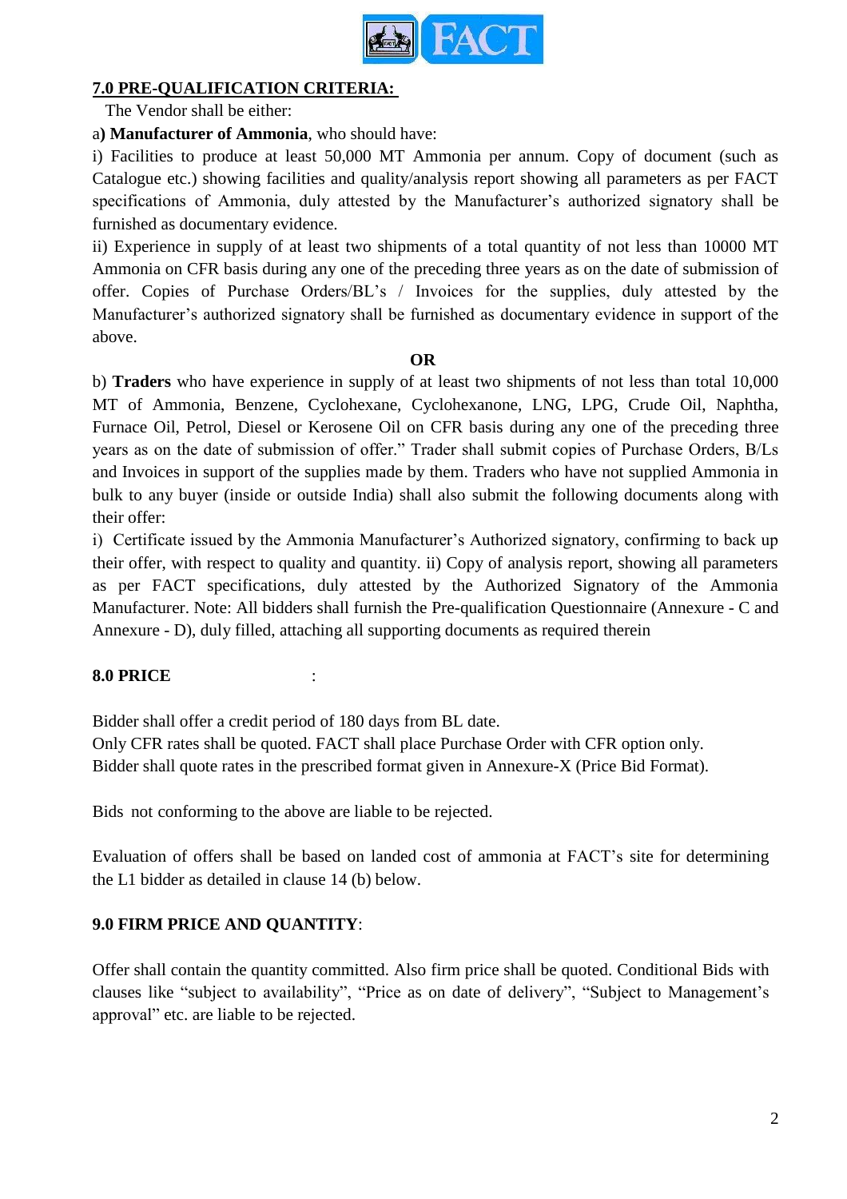## 7.0 PRE-QUALIFICATION CRITERIA:

The Vendor shall be either:

a**) Manufacturer of Ammonia**, who should have:

i) Facilities to produce at least 50,000 MT Ammonia per annum. Copy of document (such as Catalogue etc.) showing facilities and quality/analysis report showing all parameters as per FACT specifications of Ammonia, duly attested by the Manufacturer's authorized signatory shall be furnished as documentary evidence.

ii) Experience in supply of at least two shipments of a total quantity of not less than 10000 MT Ammonia on CFR basis during any one of the preceding three years as on the date of submission of offer. Copies of Purchase Orders/BL's / Invoices for the supplies, duly attested by the Manufacturer's authorized signatory shall be furnished as documentary evidence in support of the above.

**OR**

b) **Traders** who have experience in supply of at least two shipments of not less than total 10,000 MT of Ammonia, Benzene, Cyclohexane, Cyclohexanone, LNG, LPG, Crude Oil, Naphtha, Furnace Oil, Petrol, Diesel or Kerosene Oil on CFR basis during any one of the preceding three years as on the date of submission of offer." Trader shall submit copies of Purchase Orders, B/Ls and Invoices in support of the supplies made by them. Traders who have not supplied Ammonia in bulk to any buyer (inside or outside India) shall also submit the following documents along with their offer:

i) Certificate issued by the Ammonia Manufacturer's Authorized signatory, confirming to back up their offer, with respect to quality and quantity. ii) Copy of analysis report, showing all parameters as per FACT specifications, duly attested by the Authorized Signatory of the Ammonia Manufacturer. Note: All bidders shall furnish the Pre-qualification Questionnaire (Annexure - C and Annexure - D), duly filled, attaching all supporting documents as required therein

## 8.0 PRICE :

Bidder shall offer a credit period of 180 days from BL date.
Only CFR rates shall be quoted. FACT shall place Purchase Order with CFR option only.
Bidder shall quote rates in the prescribed format given in Annexure-X (Price Bid Format).

Bids not conforming to the above are liable to be rejected.

Evaluation of offers shall be based on landed cost of ammonia at FACT's site for determining the L1 bidder as detailed in clause 14 (b) below.

## 9.0 FIRM PRICE AND QUANTITY:

Offer shall contain the quantity committed. Also firm price shall be quoted. Conditional Bids with clauses like "subject to availability", "Price as on date of delivery", "Subject to Management's approval" etc. are liable to be rejected.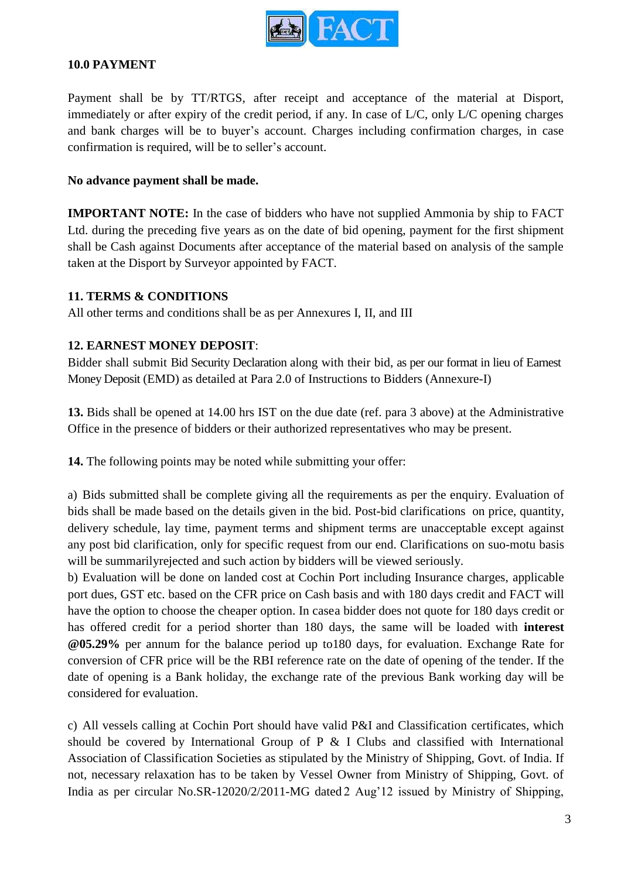## 10.0 PAYMENT

Payment shall be by TT/RTGS, after receipt and acceptance of the material at Disport, immediately or after expiry of the credit period, if any. In case of L/C, only L/C opening charges and bank charges will be to buyer's account. Charges including confirmation charges, in case confirmation is required, will be to seller's account.

**No advance payment shall be made.**

**IMPORTANT NOTE:** In the case of bidders who have not supplied Ammonia by ship to FACT Ltd. during the preceding five years as on the date of bid opening, payment for the first shipment shall be Cash against Documents after acceptance of the material based on analysis of the sample taken at the Disport by Surveyor appointed by FACT.

## 11. TERMS & CONDITIONS

All other terms and conditions shall be as per Annexures I, II, and III

## 12. EARNEST MONEY DEPOSIT:

Bidder shall submit Bid Security Declaration along with their bid, as per our format in lieu of Earnest Money Deposit (EMD) as detailed at Para 2.0 of Instructions to Bidders (Annexure-I)

**13.** Bids shall be opened at 14.00 hrs IST on the due date (ref. para 3 above) at the Administrative Office in the presence of bidders or their authorized representatives who may be present.

**14.** The following points may be noted while submitting your offer:

a) Bids submitted shall be complete giving all the requirements as per the enquiry. Evaluation of bids shall be made based on the details given in the bid. Post-bid clarifications on price, quantity, delivery schedule, lay time, payment terms and shipment terms are unacceptable except against any post bid clarification, only for specific request from our end. Clarifications on suo-motu basis will be summarilyrejected and such action by bidders will be viewed seriously.

b) Evaluation will be done on landed cost at Cochin Port including Insurance charges, applicable port dues, GST etc. based on the CFR price on Cash basis and with 180 days credit and FACT will have the option to choose the cheaper option. In casea bidder does not quote for 180 days credit or has offered credit for a period shorter than 180 days, the same will be loaded with **interest @05.29%** per annum for the balance period up to180 days, for evaluation. Exchange Rate for conversion of CFR price will be the RBI reference rate on the date of opening of the tender. If the date of opening is a Bank holiday, the exchange rate of the previous Bank working day will be considered for evaluation.

c) All vessels calling at Cochin Port should have valid P&I and Classification certificates, which should be covered by International Group of P & I Clubs and classified with International Association of Classification Societies as stipulated by the Ministry of Shipping, Govt. of India. If not, necessary relaxation has to be taken by Vessel Owner from Ministry of Shipping, Govt. of India as per circular No.SR-12020/2/2011-MG dated 2 Aug'12 issued by Ministry of Shipping,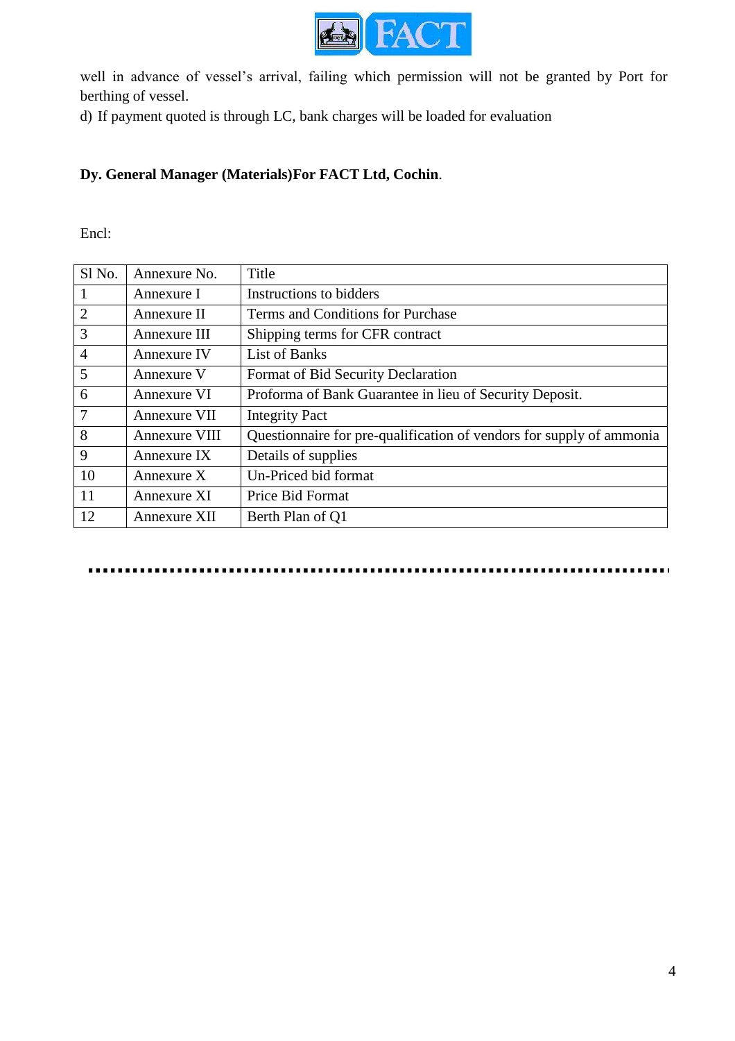well in advance of vessel's arrival, failing which permission will not be granted by Port for berthing of vessel.

d) If payment quoted is through LC, bank charges will be loaded for evaluation

**Dy. General Manager (Materials)For FACT Ltd, Cochin**.

Encl:

| Sl No. | Annexure No. | Title |
|---|---|---|
| 1 | Annexure I | Instructions to bidders |
| 2 | Annexure II | Terms and Conditions for Purchase |
| 3 | Annexure III | Shipping terms for CFR contract |
| 4 | Annexure IV | List of Banks |
| 5 | Annexure V | Format of Bid Security Declaration |
| 6 | Annexure VI | Proforma of Bank Guarantee in lieu of Security Deposit. |
| 7 | Annexure VII | Integrity Pact |
| 8 | Annexure VIII | Questionnaire for pre-qualification of vendors for supply of ammonia |
| 9 | Annexure IX | Details of supplies |
| 10 | Annexure X | Un-Priced bid format |
| 11 | Annexure XI | Price Bid Format |
| 12 | Annexure XII | Berth Plan of Q1 |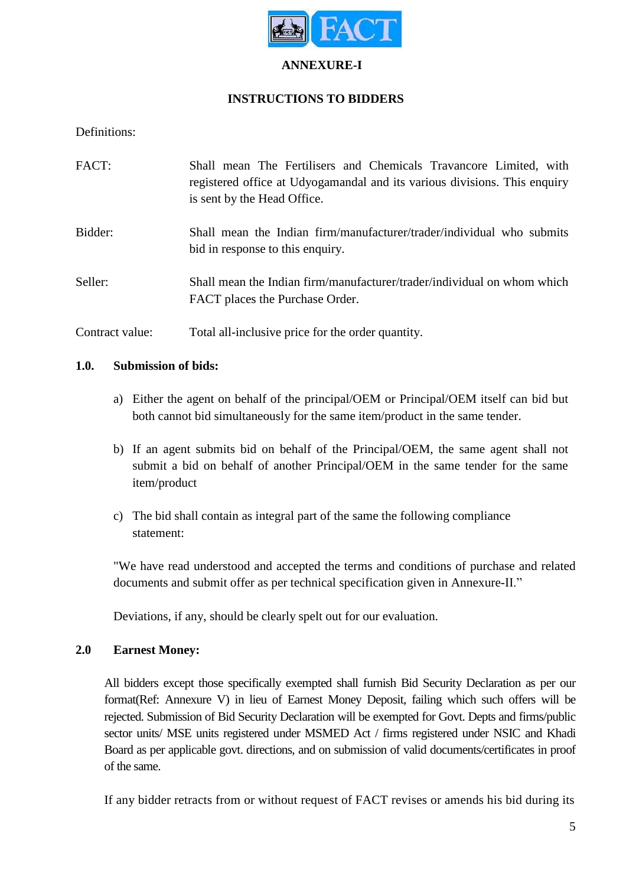**ANNEXURE-I**

**INSTRUCTIONS TO BIDDERS**

Definitions:

| | |
|---|---|
| FACT: | Shall mean The Fertilisers and Chemicals Travancore Limited, with registered office at Udyogamandal and its various divisions. This enquiry is sent by the Head Office. |
| Bidder: | Shall mean the Indian firm/manufacturer/trader/individual who submits bid in response to this enquiry. |
| Seller: | Shall mean the Indian firm/manufacturer/trader/individual on whom which FACT places the Purchase Order. |
| Contract value: | Total all-inclusive price for the order quantity. |

**1.0. Submission of bids:**

a) Either the agent on behalf of the principal/OEM or Principal/OEM itself can bid but both cannot bid simultaneously for the same item/product in the same tender.

b) If an agent submits bid on behalf of the Principal/OEM, the same agent shall not submit a bid on behalf of another Principal/OEM in the same tender for the same item/product

c) The bid shall contain as integral part of the same the following compliance statement:

"We have read understood and accepted the terms and conditions of purchase and related documents and submit offer as per technical specification given in Annexure-II."

Deviations, if any, should be clearly spelt out for our evaluation.

**2.0 Earnest Money:**

All bidders except those specifically exempted shall furnish Bid Security Declaration as per our format(Ref: Annexure V) in lieu of Earnest Money Deposit, failing which such offers will be rejected. Submission of Bid Security Declaration will be exempted for Govt. Depts and firms/public sector units/ MSE units registered under MSMED Act / firms registered under NSIC and Khadi Board as per applicable govt. directions, and on submission of valid documents/certificates in proof of the same.

If any bidder retracts from or without request of FACT revises or amends his bid during its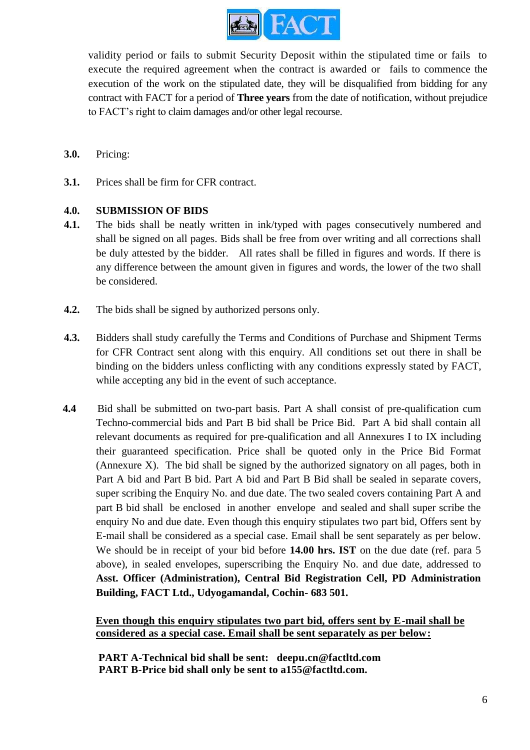validity period or fails to submit Security Deposit within the stipulated time or fails to execute the required agreement when the contract is awarded or fails to commence the execution of the work on the stipulated date, they will be disqualified from bidding for any contract with FACT for a period of **Three years** from the date of notification, without prejudice to FACT's right to claim damages and/or other legal recourse.

**3.0.** Pricing:

**3.1.** Prices shall be firm for CFR contract.

**4.0. SUBMISSION OF BIDS**

**4.1.** The bids shall be neatly written in ink/typed with pages consecutively numbered and shall be signed on all pages. Bids shall be free from over writing and all corrections shall be duly attested by the bidder. All rates shall be filled in figures and words. If there is any difference between the amount given in figures and words, the lower of the two shall be considered.

**4.2.** The bids shall be signed by authorized persons only.

**4.3.** Bidders shall study carefully the Terms and Conditions of Purchase and Shipment Terms for CFR Contract sent along with this enquiry. All conditions set out there in shall be binding on the bidders unless conflicting with any conditions expressly stated by FACT, while accepting any bid in the event of such acceptance.

**4.4** Bid shall be submitted on two-part basis. Part A shall consist of pre-qualification cum Techno-commercial bids and Part B bid shall be Price Bid. Part A bid shall contain all relevant documents as required for pre-qualification and all Annexures I to IX including their guaranteed specification. Price shall be quoted only in the Price Bid Format (Annexure X). The bid shall be signed by the authorized signatory on all pages, both in Part A bid and Part B bid. Part A bid and Part B Bid shall be sealed in separate covers, super scribing the Enquiry No. and due date. The two sealed covers containing Part A and part B bid shall be enclosed in another envelope and sealed and shall super scribe the enquiry No and due date. Even though this enquiry stipulates two part bid, Offers sent by E-mail shall be considered as a special case. Email shall be sent separately as per below. We should be in receipt of your bid before **14.00 hrs. IST** on the due date (ref. para 5 above), in sealed envelopes, superscribing the Enquiry No. and due date, addressed to **Asst. Officer (Administration), Central Bid Registration Cell, PD Administration Building, FACT Ltd., Udyogamandal, Cochin- 683 501.**

<u>**Even though this enquiry stipulates two part bid, offers sent by E-mail shall be considered as a special case. Email shall be sent separately as per below:**</u>

**PART A-Technical bid shall be sent: deepu.cn@factltd.com**
**PART B-Price bid shall only be sent to a155@factltd.com.**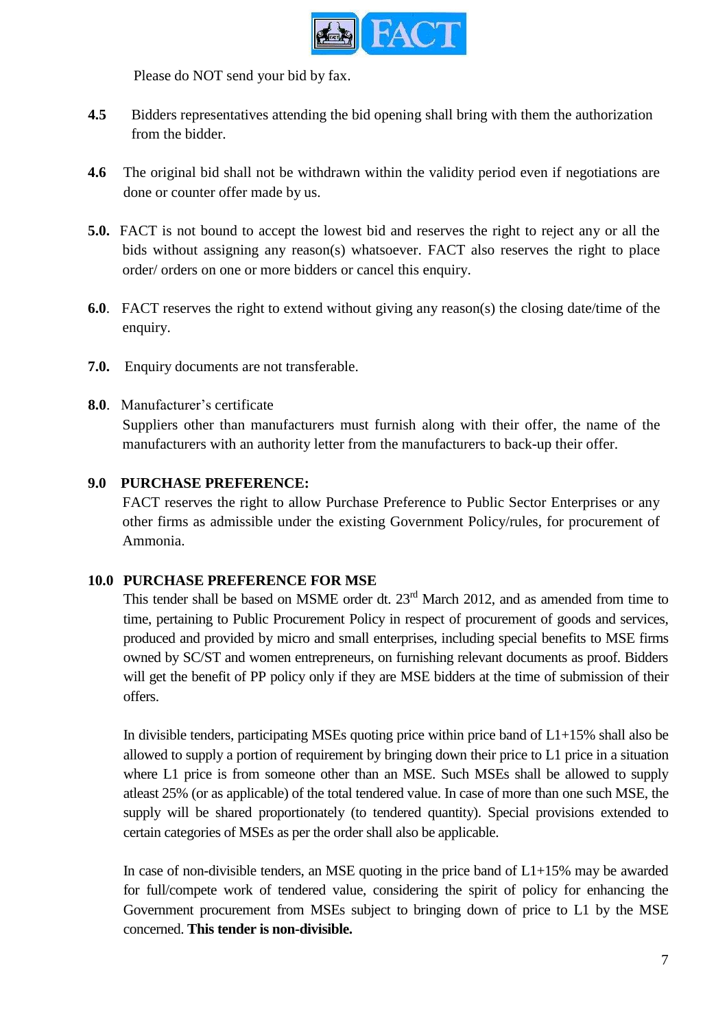Please do NOT send your bid by fax.

**4.5** Bidders representatives attending the bid opening shall bring with them the authorization from the bidder.

**4.6** The original bid shall not be withdrawn within the validity period even if negotiations are done or counter offer made by us.

**5.0.** FACT is not bound to accept the lowest bid and reserves the right to reject any or all the bids without assigning any reason(s) whatsoever. FACT also reserves the right to place order/ orders on one or more bidders or cancel this enquiry.

**6.0**. FACT reserves the right to extend without giving any reason(s) the closing date/time of the enquiry.

**7.0.** Enquiry documents are not transferable.

**8.0**. Manufacturer's certificate

Suppliers other than manufacturers must furnish along with their offer, the name of the manufacturers with an authority letter from the manufacturers to back-up their offer.

**9.0 PURCHASE PREFERENCE:**

FACT reserves the right to allow Purchase Preference to Public Sector Enterprises or any other firms as admissible under the existing Government Policy/rules, for procurement of Ammonia.

**10.0 PURCHASE PREFERENCE FOR MSE**

This tender shall be based on MSME order dt. 23rd March 2012, and as amended from time to time, pertaining to Public Procurement Policy in respect of procurement of goods and services, produced and provided by micro and small enterprises, including special benefits to MSE firms owned by SC/ST and women entrepreneurs, on furnishing relevant documents as proof. Bidders will get the benefit of PP policy only if they are MSE bidders at the time of submission of their offers.

In divisible tenders, participating MSEs quoting price within price band of L1+15% shall also be allowed to supply a portion of requirement by bringing down their price to L1 price in a situation where L1 price is from someone other than an MSE. Such MSEs shall be allowed to supply atleast 25% (or as applicable) of the total tendered value. In case of more than one such MSE, the supply will be shared proportionately (to tendered quantity). Special provisions extended to certain categories of MSEs as per the order shall also be applicable.

In case of non-divisible tenders, an MSE quoting in the price band of L1+15% may be awarded for full/compete work of tendered value, considering the spirit of policy for enhancing the Government procurement from MSEs subject to bringing down of price to L1 by the MSE concerned. **This tender is non-divisible.**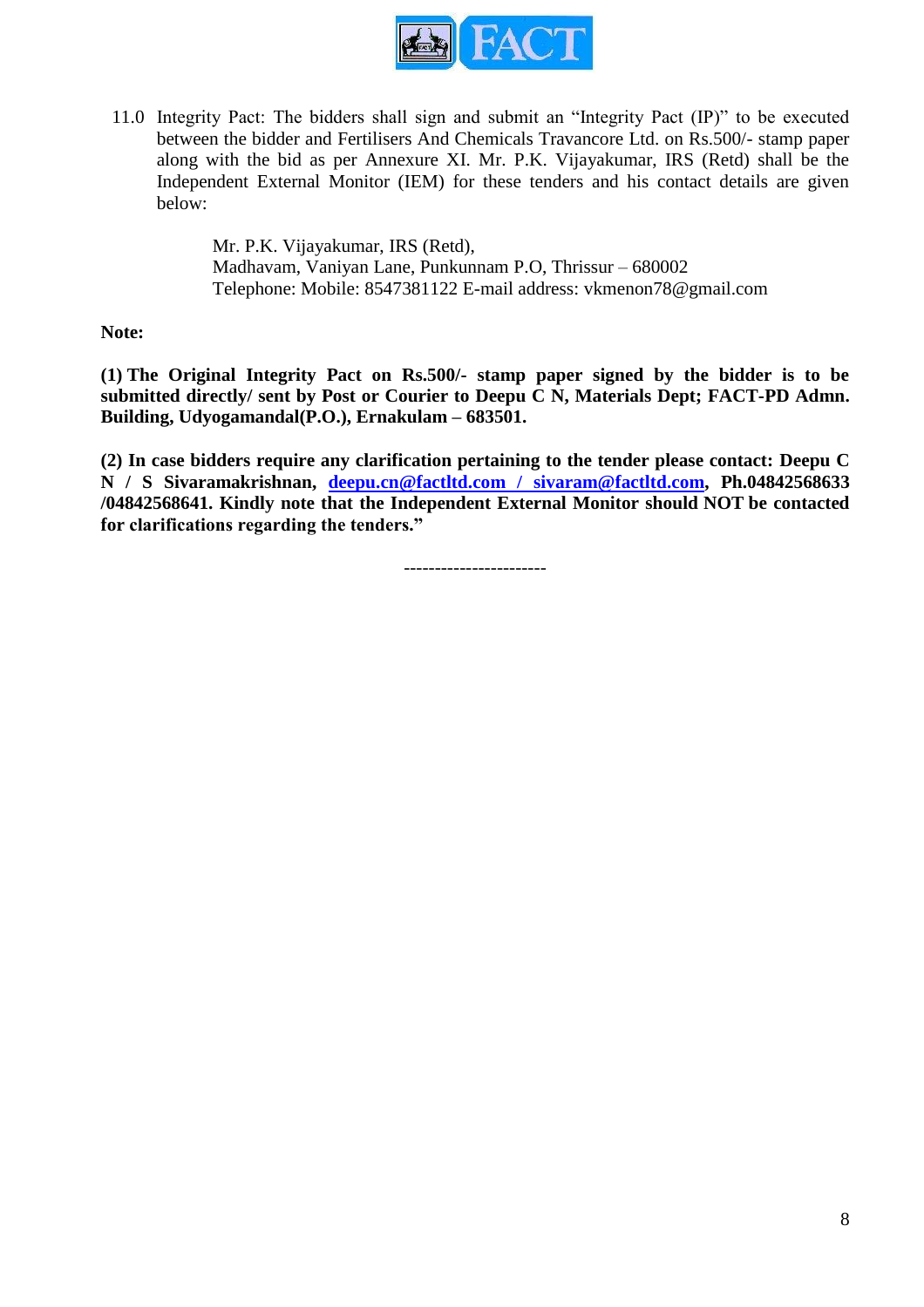11.0 Integrity Pact: The bidders shall sign and submit an "Integrity Pact (IP)" to be executed between the bidder and Fertilisers And Chemicals Travancore Ltd. on Rs.500/- stamp paper along with the bid as per Annexure XI. Mr. P.K. Vijayakumar, IRS (Retd) shall be the Independent External Monitor (IEM) for these tenders and his contact details are given below:

> Mr. P.K. Vijayakumar, IRS (Retd),
> Madhavam, Vaniyan Lane, Punkunnam P.O, Thrissur – 680002
> Telephone: Mobile: 8547381122 E-mail address: vkmenon78@gmail.com

**Note:**

**(1) The Original Integrity Pact on Rs.500/- stamp paper signed by the bidder is to be submitted directly/ sent by Post or Courier to Deepu C N, Materials Dept; FACT-PD Admn. Building, Udyogamandal(P.O.), Ernakulam – 683501.**

**(2) In case bidders require any clarification pertaining to the tender please contact: Deepu C N / S Sivaramakrishnan, deepu.cn@factltd.com / sivaram@factltd.com, Ph.04842568633 /04842568641. Kindly note that the Independent External Monitor should NOT be contacted for clarifications regarding the tenders."**

----------------------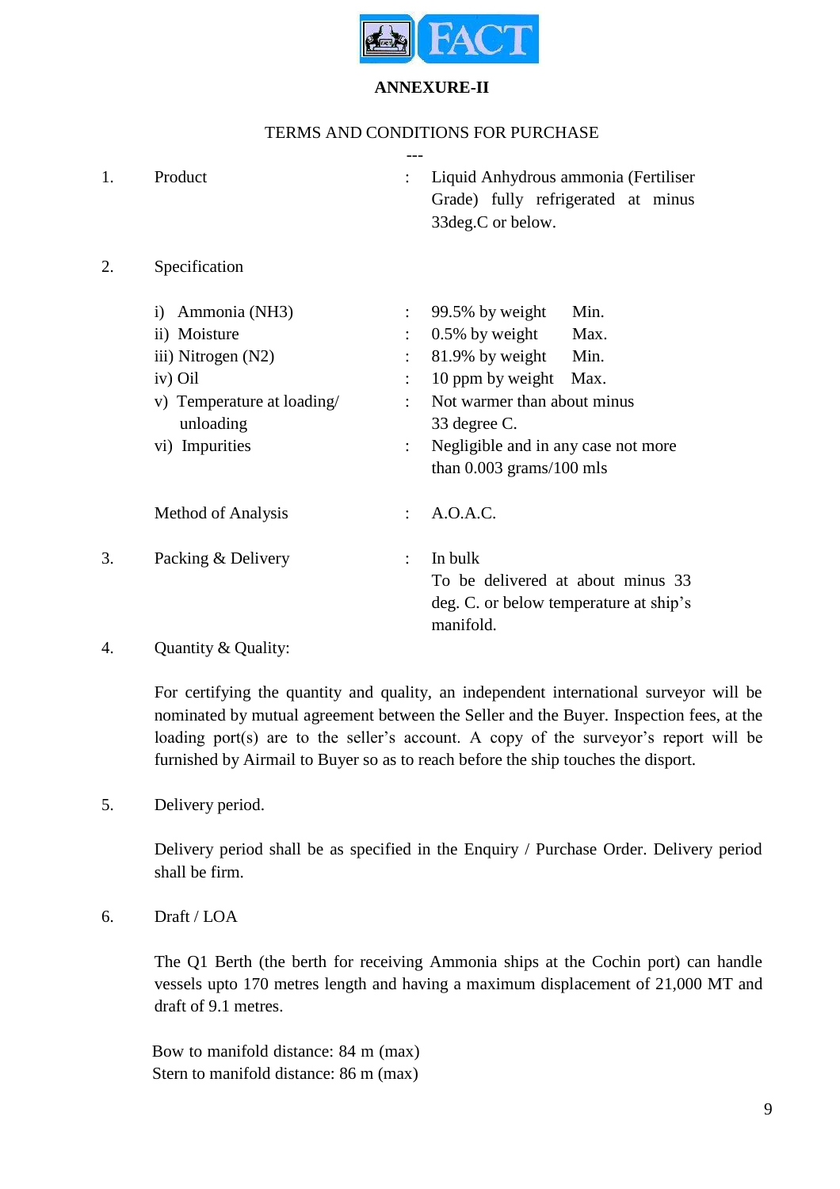## ANNEXURE-II

TERMS AND CONDITIONS FOR PURCHASE

---

1. Product : Liquid Anhydrous ammonia (Fertiliser Grade) fully refrigerated at minus 33deg.C or below.

2. Specification

| | | |
|---|---|---|
| i) Ammonia ($NH_3$) | : | 99.5% by weight Min. |
| ii) Moisture | : | 0.5% by weight Max. |
| iii) Nitrogen ($N_2$) | : | 81.9% by weight Min. |
| iv) Oil | : | 10 ppm by weight Max. |
| v) Temperature at loading/ unloading | : | Not warmer than about minus 33 degree C. |
| vi) Impurities | : | Negligible and in any case not more than 0.003 grams/100 mls |

Method of Analysis : A.O.A.C.

3. Packing & Delivery : In bulk
   To be delivered at about minus 33 deg. C. or below temperature at ship's manifold.

4. Quantity & Quality:

   For certifying the quantity and quality, an independent international surveyor will be nominated by mutual agreement between the Seller and the Buyer. Inspection fees, at the loading port(s) are to the seller's account. A copy of the surveyor's report will be furnished by Airmail to Buyer so as to reach before the ship touches the disport.

5. Delivery period.

   Delivery period shall be as specified in the Enquiry / Purchase Order. Delivery period shall be firm.

6. Draft / LOA

   The Q1 Berth (the berth for receiving Ammonia ships at the Cochin port) can handle vessels upto 170 metres length and having a maximum displacement of 21,000 MT and draft of 9.1 metres.

   Bow to manifold distance: 84 m (max)
   Stern to manifold distance: 86 m (max)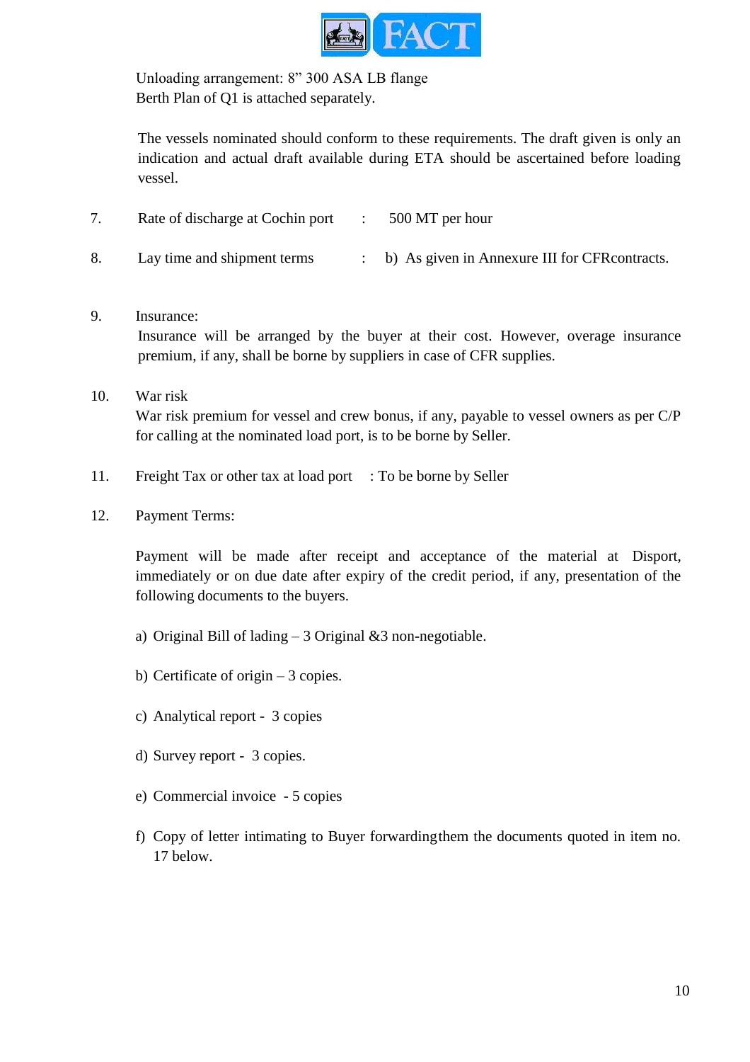Unloading arrangement: 8" 300 ASA LB flange
Berth Plan of Q1 is attached separately.

The vessels nominated should conform to these requirements. The draft given is only an indication and actual draft available during ETA should be ascertained before loading vessel.

7. Rate of discharge at Cochin port : 500 MT per hour

8. Lay time and shipment terms : b) As given in Annexure III for CFRcontracts.

9. Insurance:
   Insurance will be arranged by the buyer at their cost. However, overage insurance premium, if any, shall be borne by suppliers in case of CFR supplies.

10. War risk
    War risk premium for vessel and crew bonus, if any, payable to vessel owners as per C/P for calling at the nominated load port, is to be borne by Seller.

11. Freight Tax or other tax at load port : To be borne by Seller

12. Payment Terms:

    Payment will be made after receipt and acceptance of the material at Disport, immediately or on due date after expiry of the credit period, if any, presentation of the following documents to the buyers.

    a) Original Bill of lading – 3 Original &3 non-negotiable.

    b) Certificate of origin – 3 copies.

    c) Analytical report - 3 copies

    d) Survey report - 3 copies.

    e) Commercial invoice - 5 copies

    f) Copy of letter intimating to Buyer forwardingthem the documents quoted in item no. 17 below.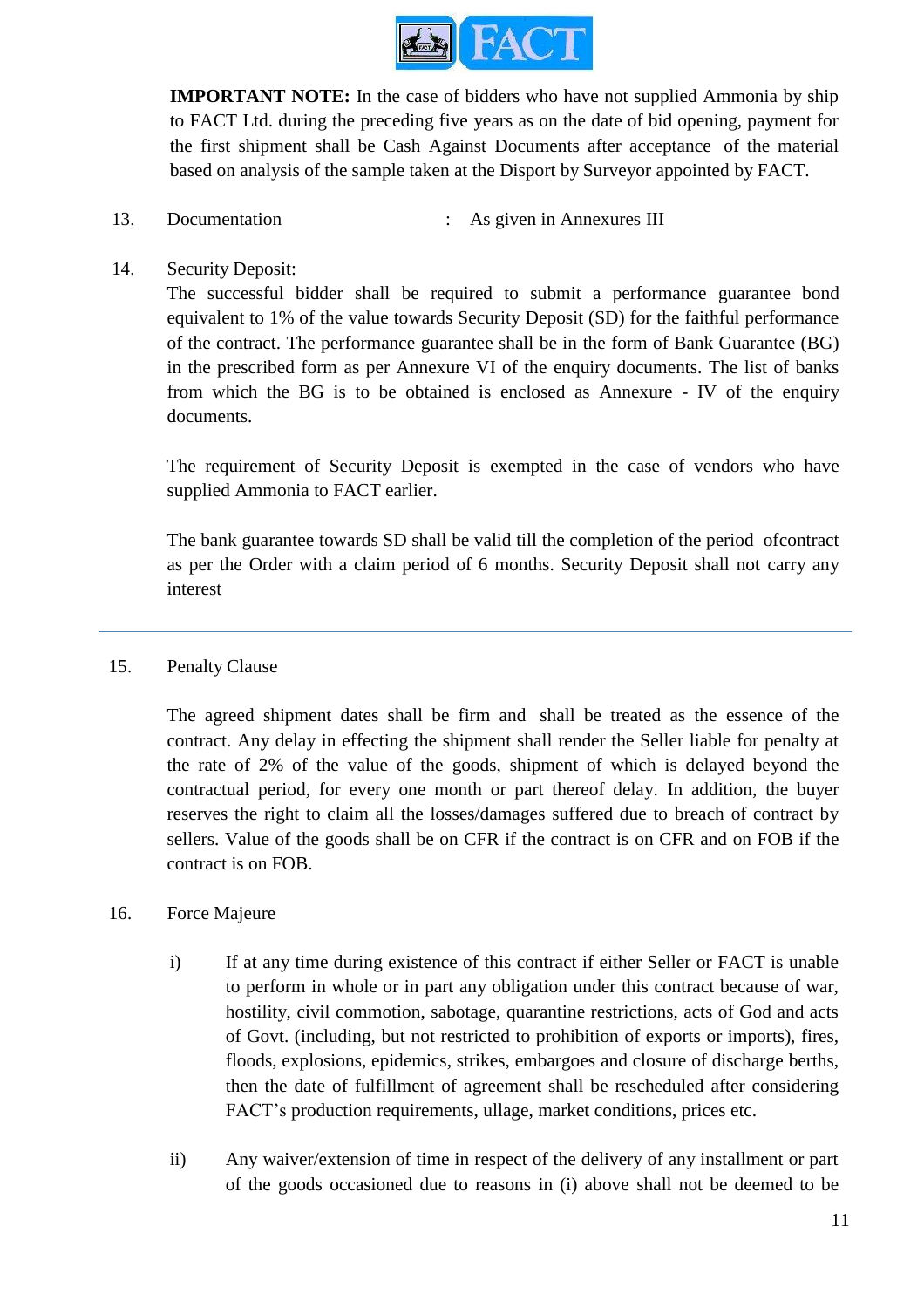**IMPORTANT NOTE:** In the case of bidders who have not supplied Ammonia by ship to FACT Ltd. during the preceding five years as on the date of bid opening, payment for the first shipment shall be Cash Against Documents after acceptance of the material based on analysis of the sample taken at the Disport by Surveyor appointed by FACT.

13. Documentation : As given in Annexures III

14. Security Deposit:

The successful bidder shall be required to submit a performance guarantee bond equivalent to 1% of the value towards Security Deposit (SD) for the faithful performance of the contract. The performance guarantee shall be in the form of Bank Guarantee (BG) in the prescribed form as per Annexure VI of the enquiry documents. The list of banks from which the BG is to be obtained is enclosed as Annexure - IV of the enquiry documents.

The requirement of Security Deposit is exempted in the case of vendors who have supplied Ammonia to FACT earlier.

The bank guarantee towards SD shall be valid till the completion of the period ofcontract as per the Order with a claim period of 6 months. Security Deposit shall not carry any interest

---

15. Penalty Clause

The agreed shipment dates shall be firm and shall be treated as the essence of the contract. Any delay in effecting the shipment shall render the Seller liable for penalty at the rate of 2% of the value of the goods, shipment of which is delayed beyond the contractual period, for every one month or part thereof delay. In addition, the buyer reserves the right to claim all the losses/damages suffered due to breach of contract by sellers. Value of the goods shall be on CFR if the contract is on CFR and on FOB if the contract is on FOB.

16. Force Majeure

i) If at any time during existence of this contract if either Seller or FACT is unable to perform in whole or in part any obligation under this contract because of war, hostility, civil commotion, sabotage, quarantine restrictions, acts of God and acts of Govt. (including, but not restricted to prohibition of exports or imports), fires, floods, explosions, epidemics, strikes, embargoes and closure of discharge berths, then the date of fulfillment of agreement shall be rescheduled after considering FACT's production requirements, ullage, market conditions, prices etc.

ii) Any waiver/extension of time in respect of the delivery of any installment or part of the goods occasioned due to reasons in (i) above shall not be deemed to be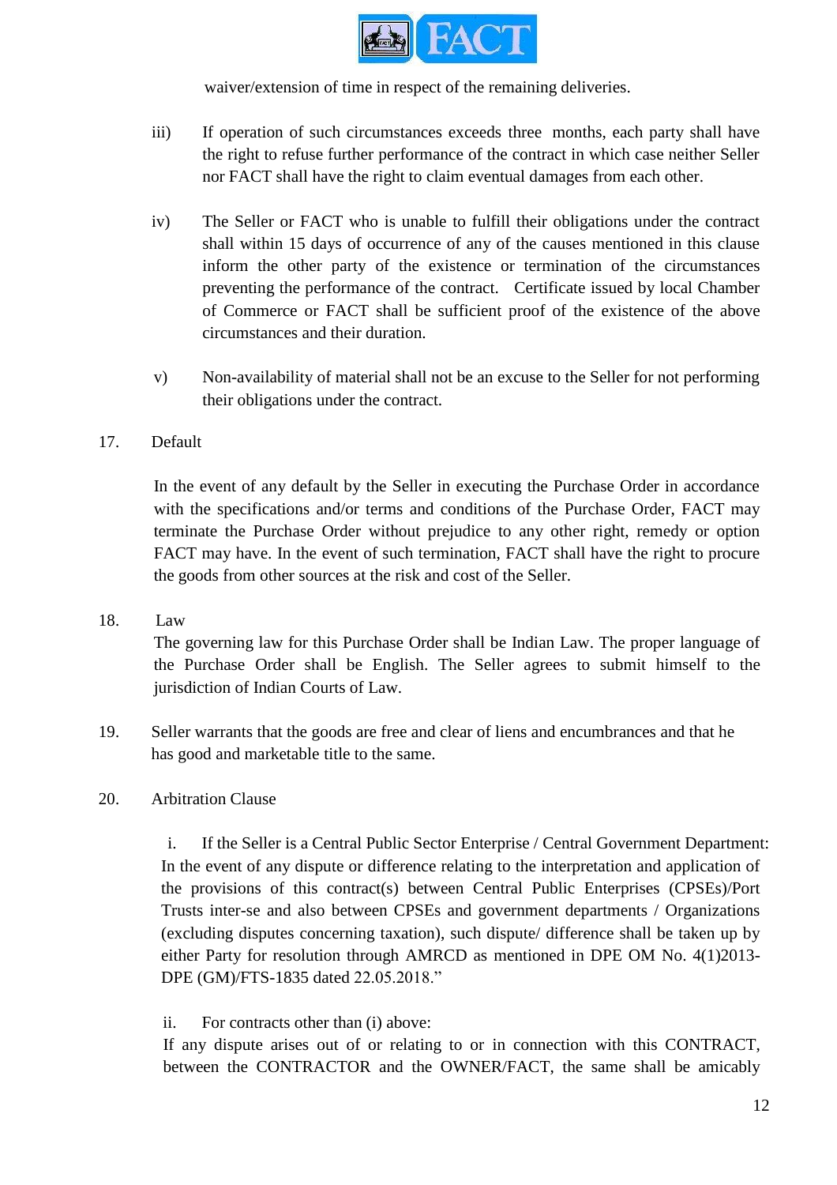waiver/extension of time in respect of the remaining deliveries.

iii) If operation of such circumstances exceeds three months, each party shall have the right to refuse further performance of the contract in which case neither Seller nor FACT shall have the right to claim eventual damages from each other.

iv) The Seller or FACT who is unable to fulfill their obligations under the contract shall within 15 days of occurrence of any of the causes mentioned in this clause inform the other party of the existence or termination of the circumstances preventing the performance of the contract. Certificate issued by local Chamber of Commerce or FACT shall be sufficient proof of the existence of the above circumstances and their duration.

v) Non-availability of material shall not be an excuse to the Seller for not performing their obligations under the contract.

17. Default

In the event of any default by the Seller in executing the Purchase Order in accordance with the specifications and/or terms and conditions of the Purchase Order, FACT may terminate the Purchase Order without prejudice to any other right, remedy or option FACT may have. In the event of such termination, FACT shall have the right to procure the goods from other sources at the risk and cost of the Seller.

18. Law

The governing law for this Purchase Order shall be Indian Law. The proper language of the Purchase Order shall be English. The Seller agrees to submit himself to the jurisdiction of Indian Courts of Law.

19. Seller warrants that the goods are free and clear of liens and encumbrances and that he has good and marketable title to the same.

20. Arbitration Clause

i. If the Seller is a Central Public Sector Enterprise / Central Government Department: In the event of any dispute or difference relating to the interpretation and application of the provisions of this contract(s) between Central Public Enterprises (CPSEs)/Port Trusts inter-se and also between CPSEs and government departments / Organizations (excluding disputes concerning taxation), such dispute/ difference shall be taken up by either Party for resolution through AMRCD as mentioned in DPE OM No. 4(1)2013-DPE (GM)/FTS-1835 dated 22.05.2018."

ii. For contracts other than (i) above:
If any dispute arises out of or relating to or in connection with this CONTRACT, between the CONTRACTOR and the OWNER/FACT, the same shall be amicably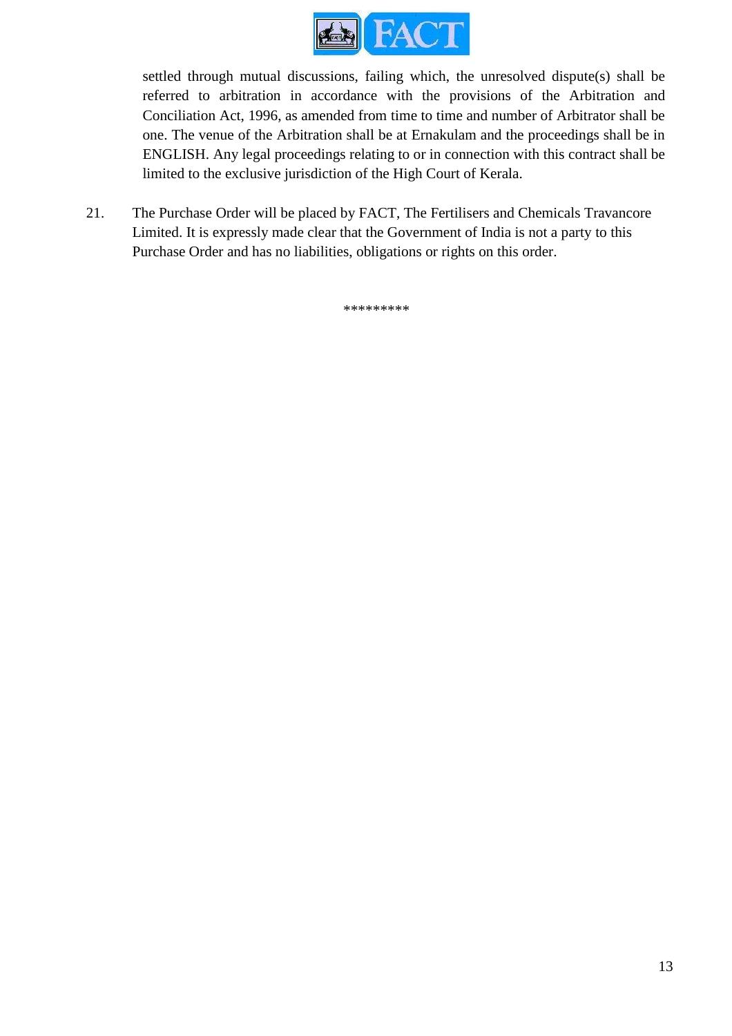settled through mutual discussions, failing which, the unresolved dispute(s) shall be referred to arbitration in accordance with the provisions of the Arbitration and Conciliation Act, 1996, as amended from time to time and number of Arbitrator shall be one. The venue of the Arbitration shall be at Ernakulam and the proceedings shall be in ENGLISH. Any legal proceedings relating to or in connection with this contract shall be limited to the exclusive jurisdiction of the High Court of Kerala.

21. The Purchase Order will be placed by FACT, The Fertilisers and Chemicals Travancore Limited. It is expressly made clear that the Government of India is not a party to this Purchase Order and has no liabilities, obligations or rights on this order.

*********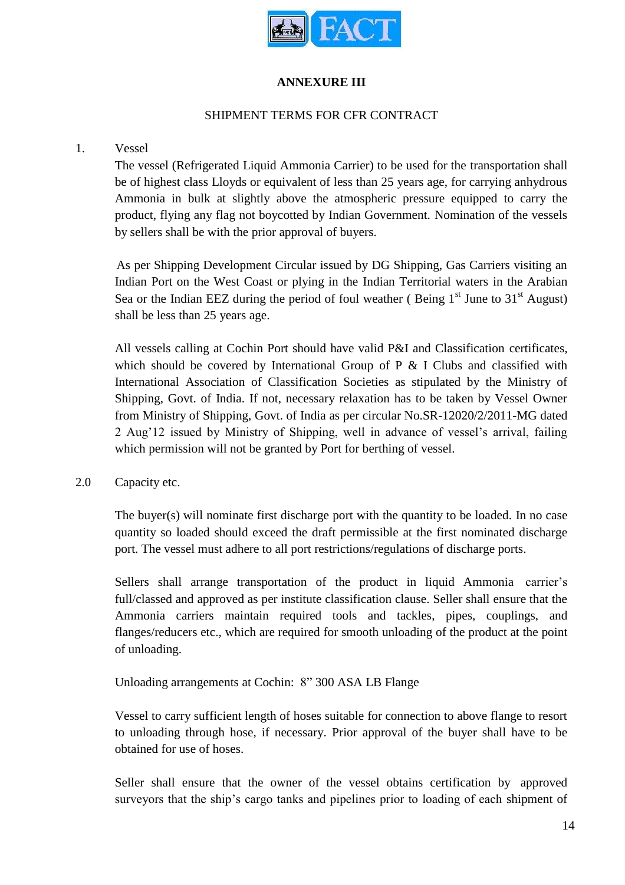## ANNEXURE III

SHIPMENT TERMS FOR CFR CONTRACT

1. Vessel

   The vessel (Refrigerated Liquid Ammonia Carrier) to be used for the transportation shall be of highest class Lloyds or equivalent of less than 25 years age, for carrying anhydrous Ammonia in bulk at slightly above the atmospheric pressure equipped to carry the product, flying any flag not boycotted by Indian Government. Nomination of the vessels by sellers shall be with the prior approval of buyers.

   As per Shipping Development Circular issued by DG Shipping, Gas Carriers visiting an Indian Port on the West Coast or plying in the Indian Territorial waters in the Arabian Sea or the Indian EEZ during the period of foul weather ( Being 1st June to 31st August) shall be less than 25 years age.

   All vessels calling at Cochin Port should have valid P&I and Classification certificates, which should be covered by International Group of P & I Clubs and classified with International Association of Classification Societies as stipulated by the Ministry of Shipping, Govt. of India. If not, necessary relaxation has to be taken by Vessel Owner from Ministry of Shipping, Govt. of India as per circular No.SR-12020/2/2011-MG dated 2 Aug'12 issued by Ministry of Shipping, well in advance of vessel's arrival, failing which permission will not be granted by Port for berthing of vessel.

2.0 Capacity etc.

   The buyer(s) will nominate first discharge port with the quantity to be loaded. In no case quantity so loaded should exceed the draft permissible at the first nominated discharge port. The vessel must adhere to all port restrictions/regulations of discharge ports.

   Sellers shall arrange transportation of the product in liquid Ammonia carrier's full/classed and approved as per institute classification clause. Seller shall ensure that the Ammonia carriers maintain required tools and tackles, pipes, couplings, and flanges/reducers etc., which are required for smooth unloading of the product at the point of unloading.

   Unloading arrangements at Cochin: 8" 300 ASA LB Flange

   Vessel to carry sufficient length of hoses suitable for connection to above flange to resort to unloading through hose, if necessary. Prior approval of the buyer shall have to be obtained for use of hoses.

   Seller shall ensure that the owner of the vessel obtains certification by approved surveyors that the ship's cargo tanks and pipelines prior to loading of each shipment of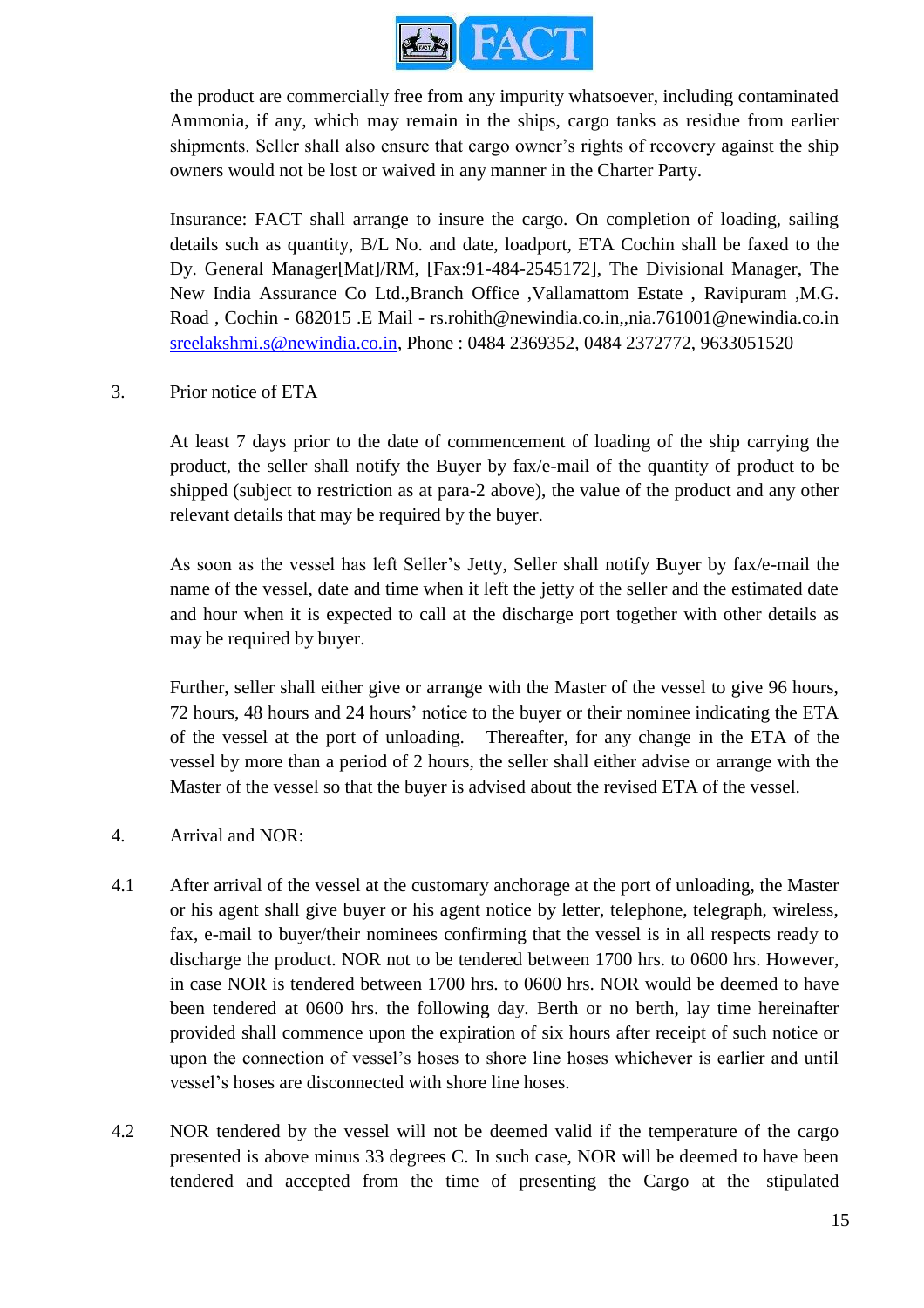the product are commercially free from any impurity whatsoever, including contaminated Ammonia, if any, which may remain in the ships, cargo tanks as residue from earlier shipments. Seller shall also ensure that cargo owner's rights of recovery against the ship owners would not be lost or waived in any manner in the Charter Party.

Insurance: FACT shall arrange to insure the cargo. On completion of loading, sailing details such as quantity, B/L No. and date, loadport, ETA Cochin shall be faxed to the Dy. General Manager[Mat]/RM, [Fax:91-484-2545172], The Divisional Manager, The New India Assurance Co Ltd.,Branch Office ,Vallamattom Estate , Ravipuram ,M.G. Road , Cochin - 682015 .E Mail - rs.rohith@newindia.co.in,,nia.761001@newindia.co.in sreelakshmi.s@newindia.co.in, Phone : 0484 2369352, 0484 2372772, 9633051520

3. Prior notice of ETA

At least 7 days prior to the date of commencement of loading of the ship carrying the product, the seller shall notify the Buyer by fax/e-mail of the quantity of product to be shipped (subject to restriction as at para-2 above), the value of the product and any other relevant details that may be required by the buyer.

As soon as the vessel has left Seller's Jetty, Seller shall notify Buyer by fax/e-mail the name of the vessel, date and time when it left the jetty of the seller and the estimated date and hour when it is expected to call at the discharge port together with other details as may be required by buyer.

Further, seller shall either give or arrange with the Master of the vessel to give 96 hours, 72 hours, 48 hours and 24 hours' notice to the buyer or their nominee indicating the ETA of the vessel at the port of unloading. Thereafter, for any change in the ETA of the vessel by more than a period of 2 hours, the seller shall either advise or arrange with the Master of the vessel so that the buyer is advised about the revised ETA of the vessel.

4. Arrival and NOR:

4.1 After arrival of the vessel at the customary anchorage at the port of unloading, the Master or his agent shall give buyer or his agent notice by letter, telephone, telegraph, wireless, fax, e-mail to buyer/their nominees confirming that the vessel is in all respects ready to discharge the product. NOR not to be tendered between 1700 hrs. to 0600 hrs. However, in case NOR is tendered between 1700 hrs. to 0600 hrs. NOR would be deemed to have been tendered at 0600 hrs. the following day. Berth or no berth, lay time hereinafter provided shall commence upon the expiration of six hours after receipt of such notice or upon the connection of vessel's hoses to shore line hoses whichever is earlier and until vessel's hoses are disconnected with shore line hoses.

4.2 NOR tendered by the vessel will not be deemed valid if the temperature of the cargo presented is above minus 33 degrees C. In such case, NOR will be deemed to have been tendered and accepted from the time of presenting the Cargo at the stipulated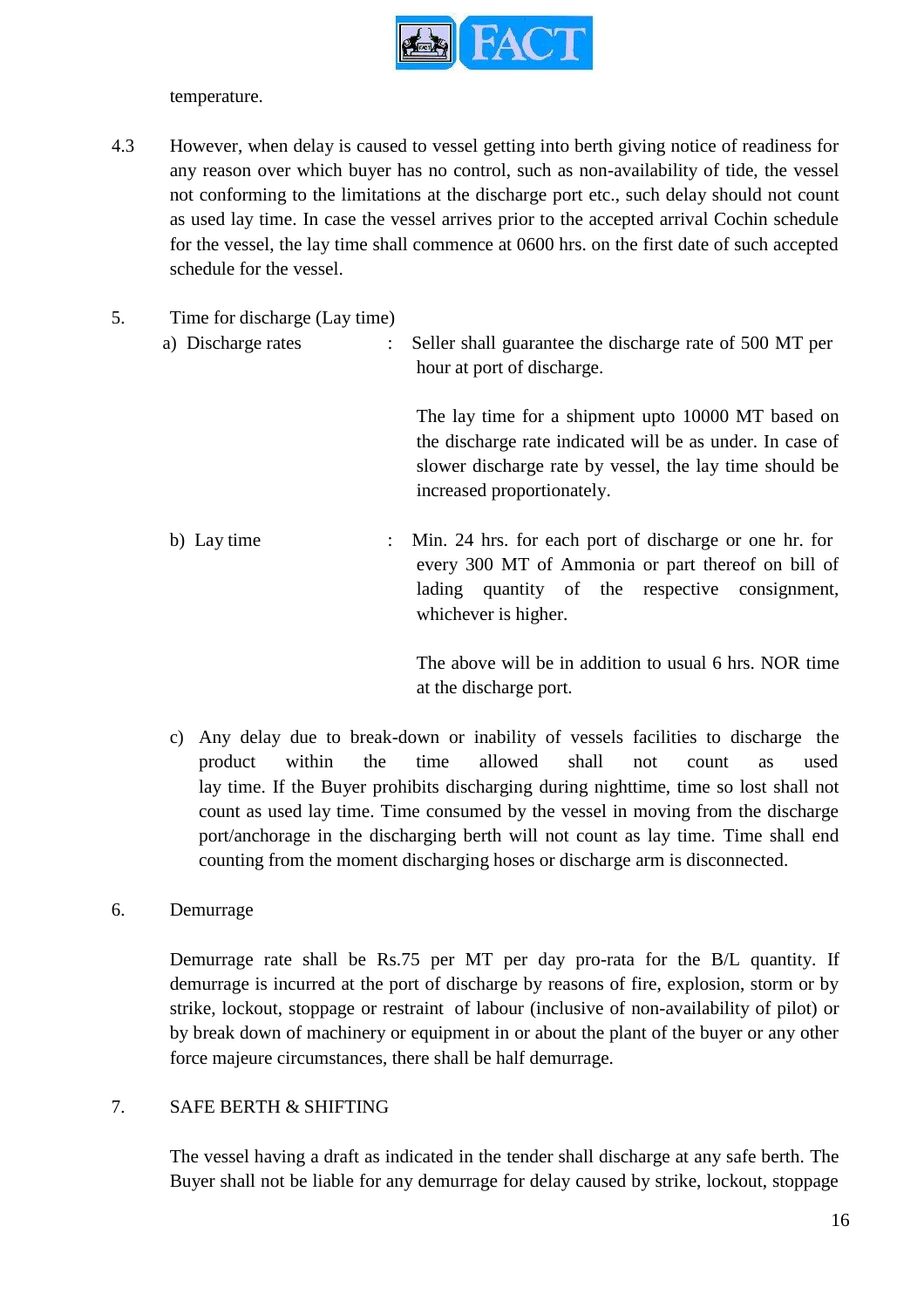temperature.

4.3 However, when delay is caused to vessel getting into berth giving notice of readiness for any reason over which buyer has no control, such as non-availability of tide, the vessel not conforming to the limitations at the discharge port etc., such delay should not count as used lay time. In case the vessel arrives prior to the accepted arrival Cochin schedule for the vessel, the lay time shall commence at 0600 hrs. on the first date of such accepted schedule for the vessel.

5. Time for discharge (Lay time)

a) Discharge rates : Seller shall guarantee the discharge rate of 500 MT per hour at port of discharge.

The lay time for a shipment upto 10000 MT based on the discharge rate indicated will be as under. In case of slower discharge rate by vessel, the lay time should be increased proportionately.

b) Lay time : Min. 24 hrs. for each port of discharge or one hr. for every 300 MT of Ammonia or part thereof on bill of lading quantity of the respective consignment, whichever is higher.

The above will be in addition to usual 6 hrs. NOR time at the discharge port.

c) Any delay due to break-down or inability of vessels facilities to discharge the product within the time allowed shall not count as used lay time. If the Buyer prohibits discharging during nighttime, time so lost shall not count as used lay time. Time consumed by the vessel in moving from the discharge port/anchorage in the discharging berth will not count as lay time. Time shall end counting from the moment discharging hoses or discharge arm is disconnected.

6. Demurrage

Demurrage rate shall be Rs.75 per MT per day pro-rata for the B/L quantity. If demurrage is incurred at the port of discharge by reasons of fire, explosion, storm or by strike, lockout, stoppage or restraint of labour (inclusive of non-availability of pilot) or by break down of machinery or equipment in or about the plant of the buyer or any other force majeure circumstances, there shall be half demurrage.

7. SAFE BERTH & SHIFTING

The vessel having a draft as indicated in the tender shall discharge at any safe berth. The Buyer shall not be liable for any demurrage for delay caused by strike, lockout, stoppage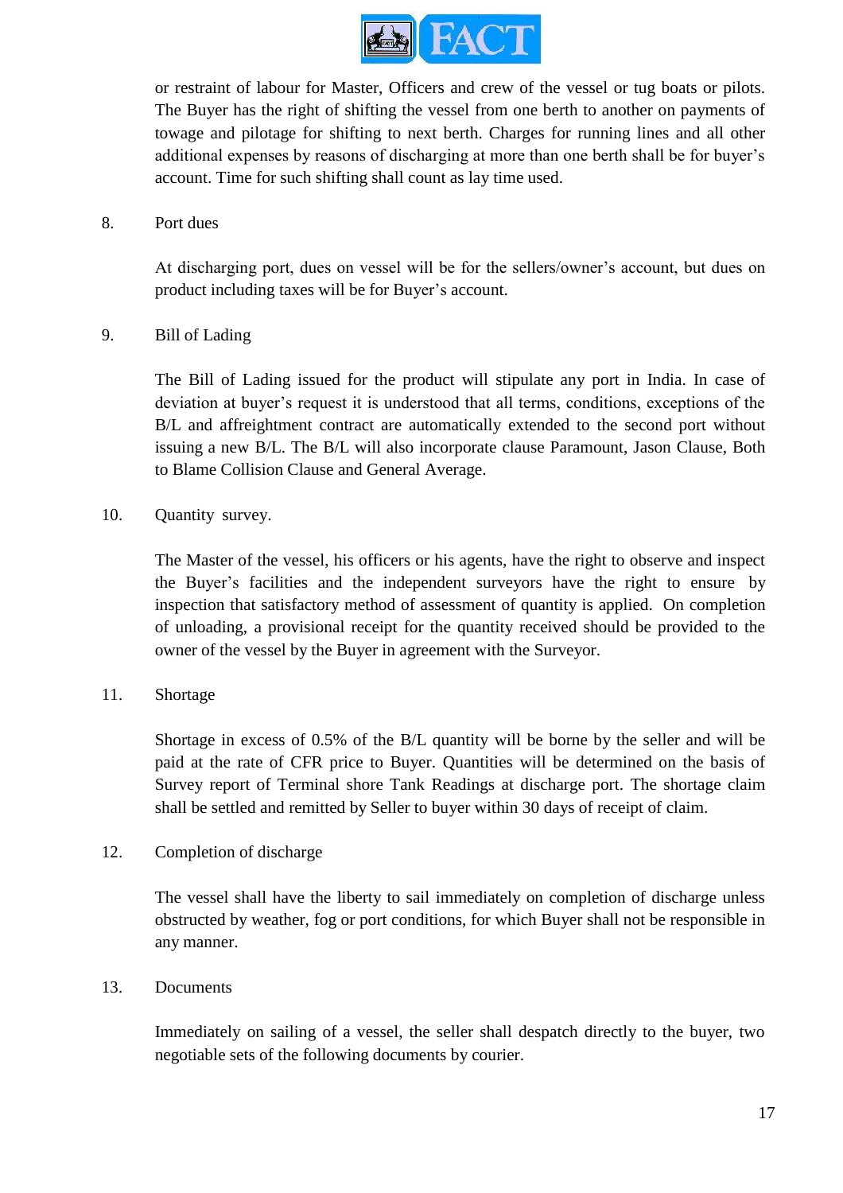or restraint of labour for Master, Officers and crew of the vessel or tug boats or pilots. The Buyer has the right of shifting the vessel from one berth to another on payments of towage and pilotage for shifting to next berth. Charges for running lines and all other additional expenses by reasons of discharging at more than one berth shall be for buyer's account. Time for such shifting shall count as lay time used.

8. Port dues

At discharging port, dues on vessel will be for the sellers/owner's account, but dues on product including taxes will be for Buyer's account.

9. Bill of Lading

The Bill of Lading issued for the product will stipulate any port in India. In case of deviation at buyer's request it is understood that all terms, conditions, exceptions of the B/L and affreightment contract are automatically extended to the second port without issuing a new B/L. The B/L will also incorporate clause Paramount, Jason Clause, Both to Blame Collision Clause and General Average.

10. Quantity survey.

The Master of the vessel, his officers or his agents, have the right to observe and inspect the Buyer's facilities and the independent surveyors have the right to ensure by inspection that satisfactory method of assessment of quantity is applied. On completion of unloading, a provisional receipt for the quantity received should be provided to the owner of the vessel by the Buyer in agreement with the Surveyor.

11. Shortage

Shortage in excess of 0.5% of the B/L quantity will be borne by the seller and will be paid at the rate of CFR price to Buyer. Quantities will be determined on the basis of Survey report of Terminal shore Tank Readings at discharge port. The shortage claim shall be settled and remitted by Seller to buyer within 30 days of receipt of claim.

12. Completion of discharge

The vessel shall have the liberty to sail immediately on completion of discharge unless obstructed by weather, fog or port conditions, for which Buyer shall not be responsible in any manner.

13. Documents

Immediately on sailing of a vessel, the seller shall despatch directly to the buyer, two negotiable sets of the following documents by courier.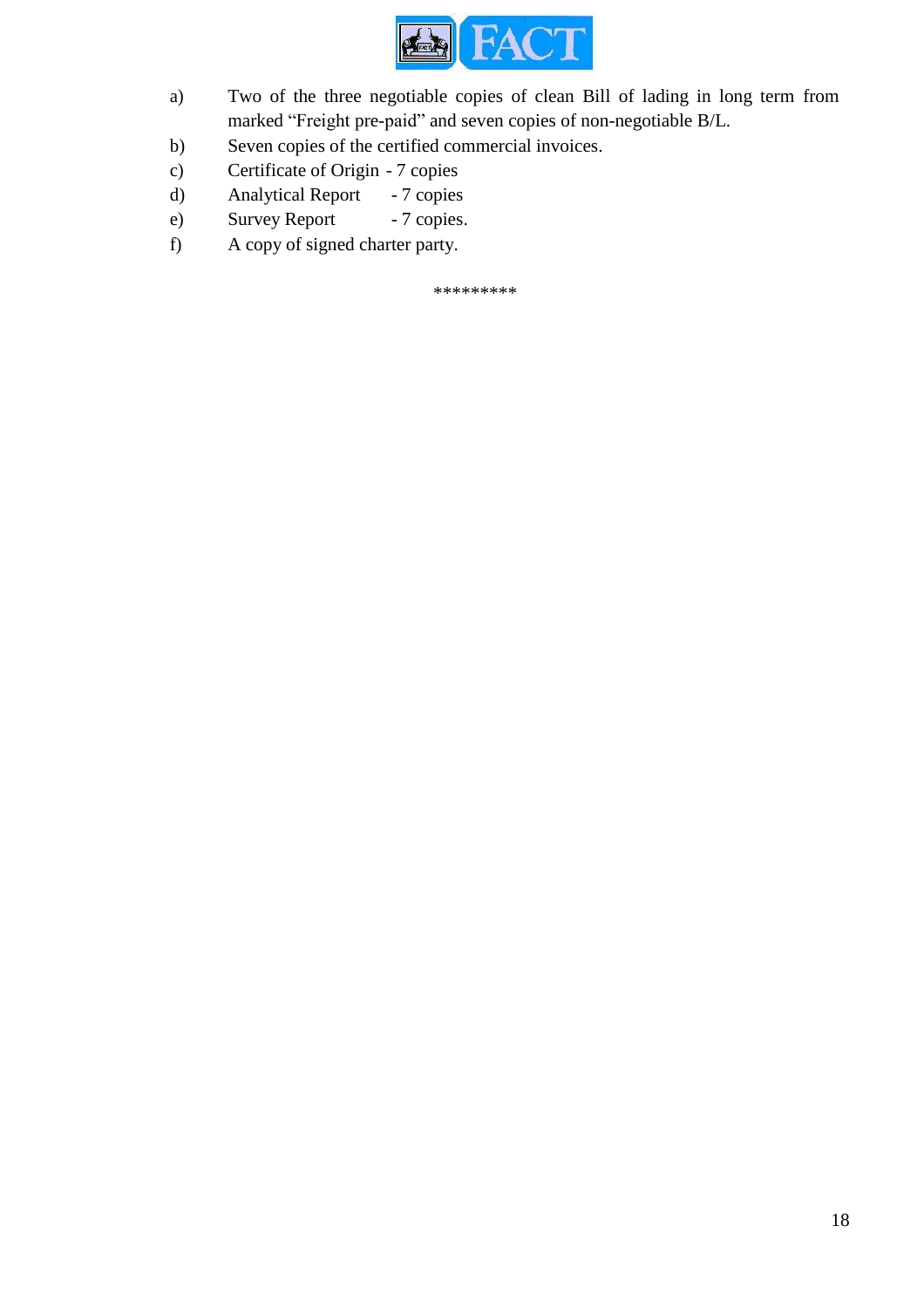a) Two of the three negotiable copies of clean Bill of lading in long term from marked “Freight pre-paid” and seven copies of non-negotiable B/L.

b) Seven copies of the certified commercial invoices.

c) Certificate of Origin - 7 copies

d) Analytical Report - 7 copies

e) Survey Report - 7 copies.

f) A copy of signed charter party.

*********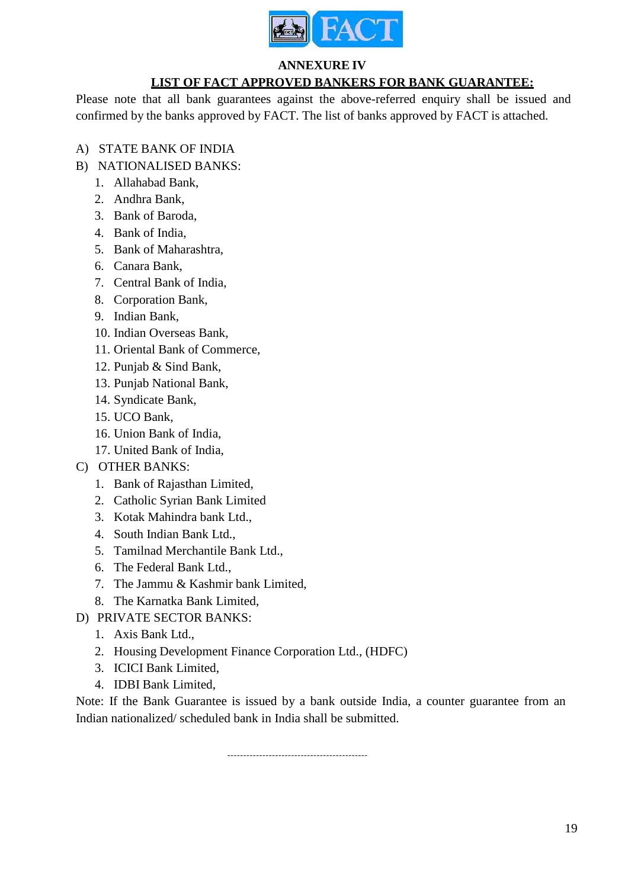## ANNEXURE IV

## LIST OF FACT APPROVED BANKERS FOR BANK GUARANTEE:

Please note that all bank guarantees against the above-referred enquiry shall be issued and confirmed by the banks approved by FACT. The list of banks approved by FACT is attached.

A) STATE BANK OF INDIA

B) NATIONALISED BANKS:

1. Allahabad Bank,
2. Andhra Bank,
3. Bank of Baroda,
4. Bank of India,
5. Bank of Maharashtra,
6. Canara Bank,
7. Central Bank of India,
8. Corporation Bank,
9. Indian Bank,
10. Indian Overseas Bank,
11. Oriental Bank of Commerce,
12. Punjab & Sind Bank,
13. Punjab National Bank,
14. Syndicate Bank,
15. UCO Bank,
16. Union Bank of India,
17. United Bank of India,

C) OTHER BANKS:

1. Bank of Rajasthan Limited,
2. Catholic Syrian Bank Limited
3. Kotak Mahindra bank Ltd.,
4. South Indian Bank Ltd.,
5. Tamilnad Merchantile Bank Ltd.,
6. The Federal Bank Ltd.,
7. The Jammu & Kashmir bank Limited,
8. The Karnatka Bank Limited,

D) PRIVATE SECTOR BANKS:

1. Axis Bank Ltd.,
2. Housing Development Finance Corporation Ltd., (HDFC)
3. ICICI Bank Limited,
4. IDBI Bank Limited,

Note: If the Bank Guarantee is issued by a bank outside India, a counter guarantee from an Indian nationalized/ scheduled bank in India shall be submitted.

--------------------------------------------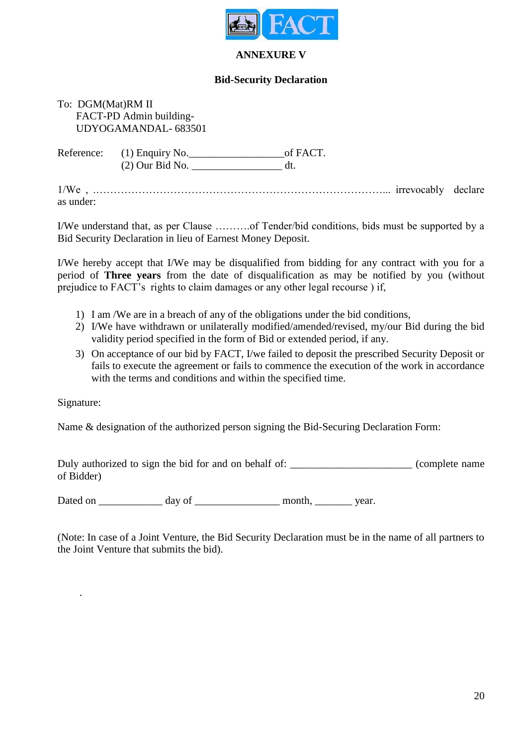## ANNEXURE V

### Bid-Security Declaration

To: DGM(Mat)RM II
FACT-PD Admin building-
UDYOGAMANDAL- 683501

Reference: (1) Enquiry No.__________________of FACT.
(2) Our Bid No. _________________ dt.

1/We , …………………………………………………………………………... irrevocably declare as under:

I/We understand that, as per Clause ……….of Tender/bid conditions, bids must be supported by a Bid Security Declaration in lieu of Earnest Money Deposit.

I/We hereby accept that I/We may be disqualified from bidding for any contract with you for a period of **Three years** from the date of disqualification as may be notified by you (without prejudice to FACT's rights to claim damages or any other legal recourse ) if,

1) I am /We are in a breach of any of the obligations under the bid conditions,
2) I/We have withdrawn or unilaterally modified/amended/revised, my/our Bid during the bid validity period specified in the form of Bid or extended period, if any.
3) On acceptance of our bid by FACT, I/we failed to deposit the prescribed Security Deposit or fails to execute the agreement or fails to commence the execution of the work in accordance with the terms and conditions and within the specified time.

Signature:

Name & designation of the authorized person signing the Bid-Securing Declaration Form:

Duly authorized to sign the bid for and on behalf of: _______________________ (complete name of Bidder)

Dated on ____________ day of ________________ month, _______ year.

(Note: In case of a Joint Venture, the Bid Security Declaration must be in the name of all partners to the Joint Venture that submits the bid).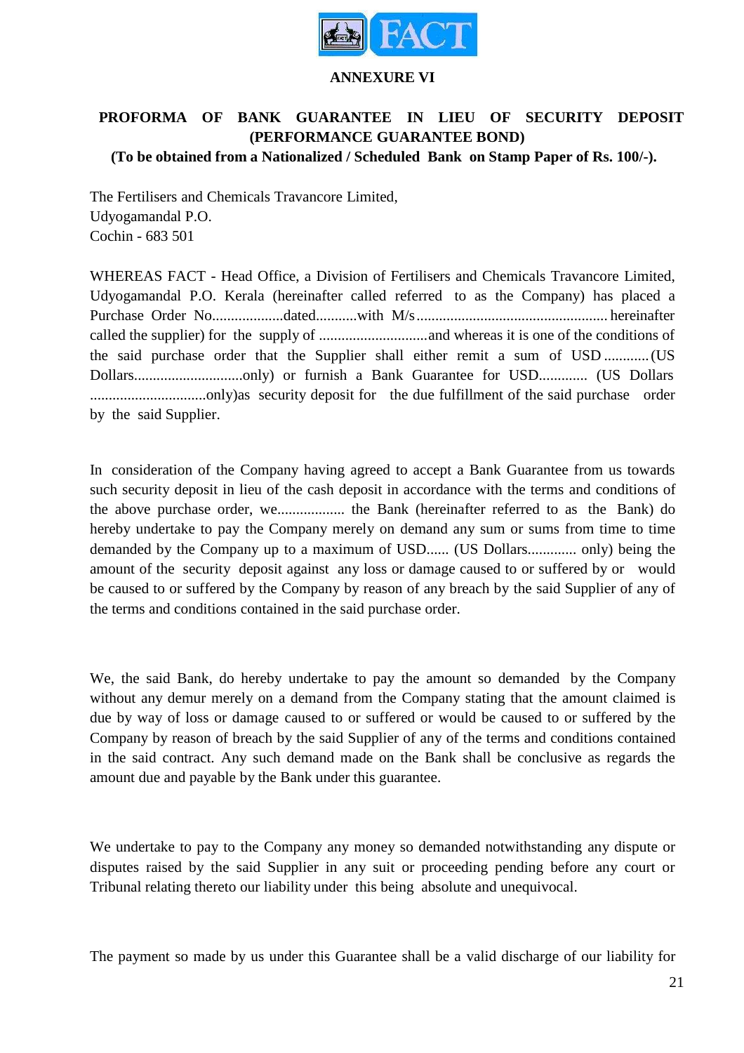**ANNEXURE VI**

**PROFORMA OF BANK GUARANTEE IN LIEU OF SECURITY DEPOSIT (PERFORMANCE GUARANTEE BOND)**
**(To be obtained from a Nationalized / Scheduled Bank on Stamp Paper of Rs. 100/-).**

The Fertilisers and Chemicals Travancore Limited,
Udyogamandal P.O.
Cochin - 683 501

WHEREAS FACT - Head Office, a Division of Fertilisers and Chemicals Travancore Limited, Udyogamandal P.O. Kerala (hereinafter called referred to as the Company) has placed a Purchase Order No...................dated...........with M/s.................................................. hereinafter called the supplier) for the supply of ............................and whereas it is one of the conditions of the said purchase order that the Supplier shall either remit a sum of USD ............(US Dollars............................only) or furnish a Bank Guarantee for USD............ (US Dollars ..............................only)as security deposit for the due fulfillment of the said purchase order by the said Supplier.

In consideration of the Company having agreed to accept a Bank Guarantee from us towards such security deposit in lieu of the cash deposit in accordance with the terms and conditions of the above purchase order, we................. the Bank (hereinafter referred to as the Bank) do hereby undertake to pay the Company merely on demand any sum or sums from time to time demanded by the Company up to a maximum of USD...... (US Dollars............. only) being the amount of the security deposit against any loss or damage caused to or suffered by or would be caused to or suffered by the Company by reason of any breach by the said Supplier of any of the terms and conditions contained in the said purchase order.

We, the said Bank, do hereby undertake to pay the amount so demanded by the Company without any demur merely on a demand from the Company stating that the amount claimed is due by way of loss or damage caused to or suffered or would be caused to or suffered by the Company by reason of breach by the said Supplier of any of the terms and conditions contained in the said contract. Any such demand made on the Bank shall be conclusive as regards the amount due and payable by the Bank under this guarantee.

We undertake to pay to the Company any money so demanded notwithstanding any dispute or disputes raised by the said Supplier in any suit or proceeding pending before any court or Tribunal relating thereto our liability under this being absolute and unequivocal.

The payment so made by us under this Guarantee shall be a valid discharge of our liability for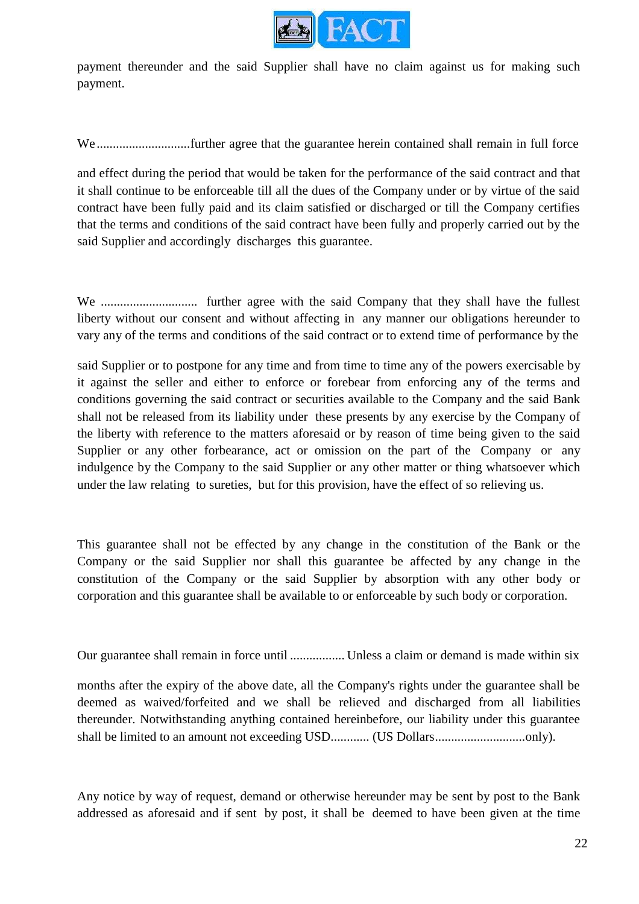payment thereunder and the said Supplier shall have no claim against us for making such payment.

We .............................further agree that the guarantee herein contained shall remain in full force

and effect during the period that would be taken for the performance of the said contract and that it shall continue to be enforceable till all the dues of the Company under or by virtue of the said contract have been fully paid and its claim satisfied or discharged or till the Company certifies that the terms and conditions of the said contract have been fully and properly carried out by the said Supplier and accordingly discharges this guarantee.

We .............................. further agree with the said Company that they shall have the fullest liberty without our consent and without affecting in any manner our obligations hereunder to vary any of the terms and conditions of the said contract or to extend time of performance by the

said Supplier or to postpone for any time and from time to time any of the powers exercisable by it against the seller and either to enforce or forebear from enforcing any of the terms and conditions governing the said contract or securities available to the Company and the said Bank shall not be released from its liability under these presents by any exercise by the Company of the liberty with reference to the matters aforesaid or by reason of time being given to the said Supplier or any other forbearance, act or omission on the part of the Company or any indulgence by the Company to the said Supplier or any other matter or thing whatsoever which under the law relating to sureties, but for this provision, have the effect of so relieving us.

This guarantee shall not be effected by any change in the constitution of the Bank or the Company or the said Supplier nor shall this guarantee be affected by any change in the constitution of the Company or the said Supplier by absorption with any other body or corporation and this guarantee shall be available to or enforceable by such body or corporation.

Our guarantee shall remain in force until ................. Unless a claim or demand is made within six

months after the expiry of the above date, all the Company's rights under the guarantee shall be deemed as waived/forfeited and we shall be relieved and discharged from all liabilities thereunder. Notwithstanding anything contained hereinbefore, our liability under this guarantee shall be limited to an amount not exceeding USD............ (US Dollars............................only).

Any notice by way of request, demand or otherwise hereunder may be sent by post to the Bank addressed as aforesaid and if sent by post, it shall be deemed to have been given at the time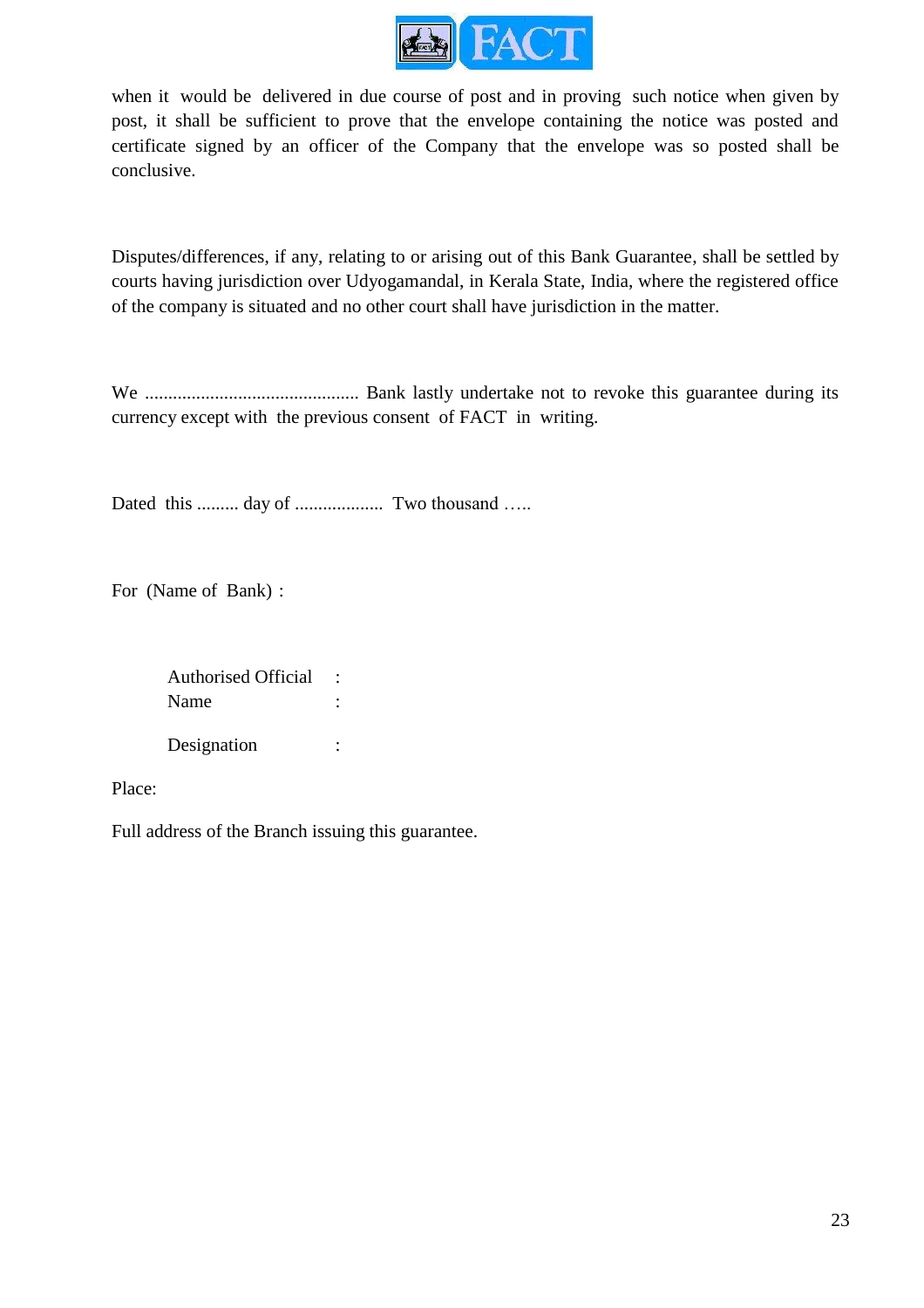when it would be delivered in due course of post and in proving such notice when given by post, it shall be sufficient to prove that the envelope containing the notice was posted and certificate signed by an officer of the Company that the envelope was so posted shall be conclusive.

Disputes/differences, if any, relating to or arising out of this Bank Guarantee, shall be settled by courts having jurisdiction over Udyogamandal, in Kerala State, India, where the registered office of the company is situated and no other court shall have jurisdiction in the matter.

We .............................................. Bank lastly undertake not to revoke this guarantee during its currency except with the previous consent of FACT in writing.

Dated this ......... day of ................... Two thousand …..

For (Name of Bank) :

Authorised Official :
Name :

Designation :

Place:

Full address of the Branch issuing this guarantee.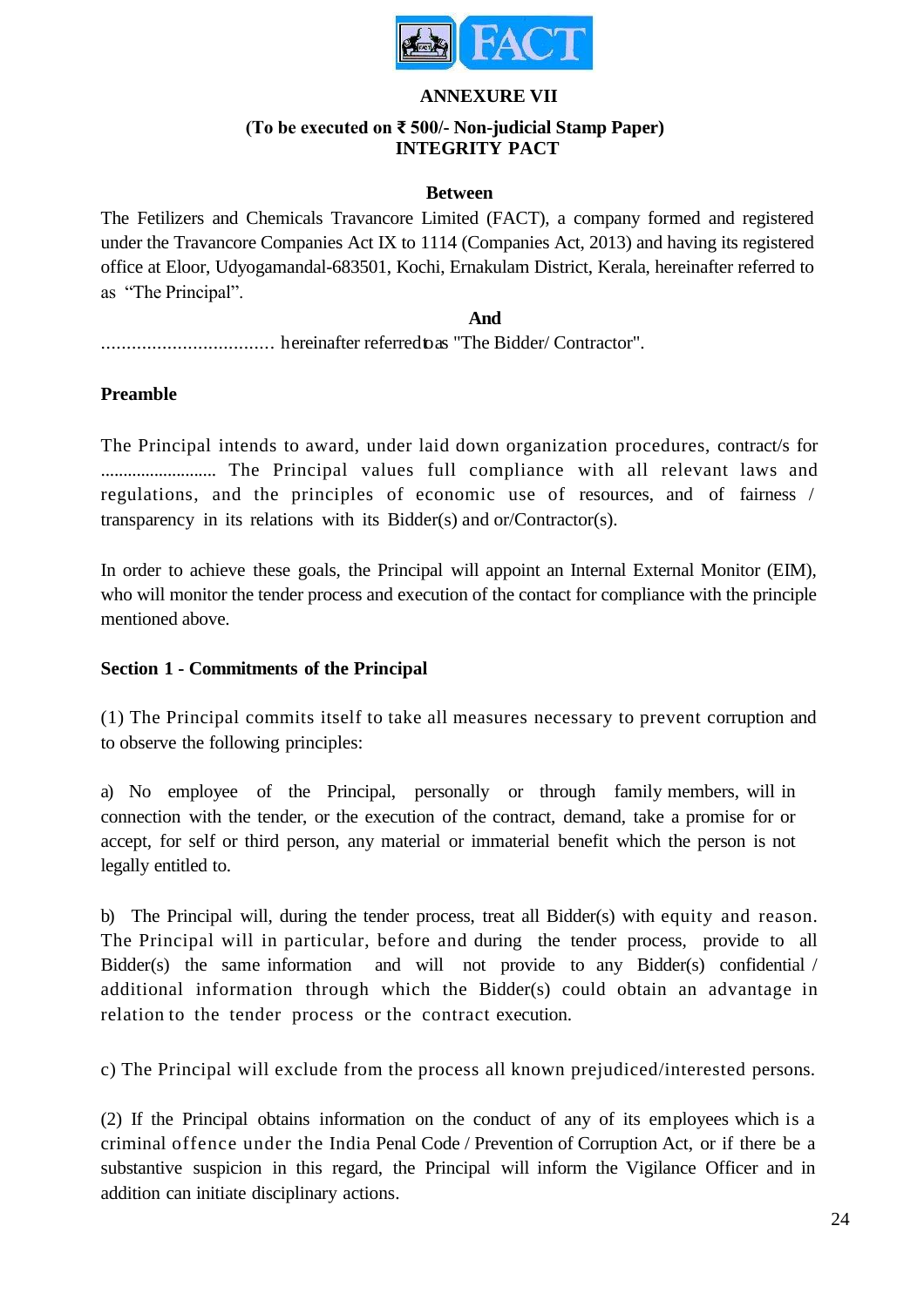**ANNEXURE VII**

**(To be executed on ₹ 500/- Non-judicial Stamp Paper)**
**INTEGRITY PACT**

**Between**

The Fetilizers and Chemicals Travancore Limited (FACT), a company formed and registered under the Travancore Companies Act IX to 1114 (Companies Act, 2013) and having its registered office at Eloor, Udyogamandal-683501, Kochi, Ernakulam District, Kerala, hereinafter referred to as "The Principal".

**And**

.................................. hereinafter referred to as "The Bidder/ Contractor".

**Preamble**

The Principal intends to award, under laid down organization procedures, contract/s for .......................... The Principal values full compliance with all relevant laws and regulations, and the principles of economic use of resources, and of fairness / transparency in its relations with its Bidder(s) and or/Contractor(s).

In order to achieve these goals, the Principal will appoint an Internal External Monitor (EIM), who will monitor the tender process and execution of the contact for compliance with the principle mentioned above.

**Section 1 - Commitments of the Principal**

(1) The Principal commits itself to take all measures necessary to prevent corruption and to observe the following principles:

a) No employee of the Principal, personally or through family members, will in connection with the tender, or the execution of the contract, demand, take a promise for or accept, for self or third person, any material or immaterial benefit which the person is not legally entitled to.

b) The Principal will, during the tender process, treat all Bidder(s) with equity and reason. The Principal will in particular, before and during the tender process, provide to all Bidder(s) the same information and will not provide to any Bidder(s) confidential / additional information through which the Bidder(s) could obtain an advantage in relation to the tender process or the contract execution.

c) The Principal will exclude from the process all known prejudiced/interested persons.

(2) If the Principal obtains information on the conduct of any of its employees which is a criminal offence under the India Penal Code / Prevention of Corruption Act, or if there be a substantive suspicion in this regard, the Principal will inform the Vigilance Officer and in addition can initiate disciplinary actions.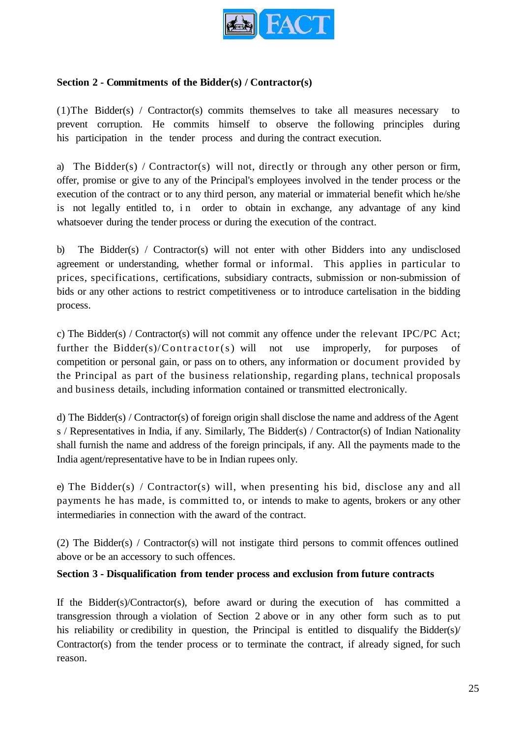**Section 2 - Commitments of the Bidder(s) / Contractor(s)**

(1)The Bidder(s) / Contractor(s) commits themselves to take all measures necessary to prevent corruption. He commits himself to observe the following principles during his participation in the tender process and during the contract execution.

a) The Bidder(s) / Contractor(s) will not, directly or through any other person or firm, offer, promise or give to any of the Principal's employees involved in the tender process or the execution of the contract or to any third person, any material or immaterial benefit which he/she is not legally entitled to, in order to obtain in exchange, any advantage of any kind whatsoever during the tender process or during the execution of the contract.

b) The Bidder(s) / Contractor(s) will not enter with other Bidders into any undisclosed agreement or understanding, whether formal or informal. This applies in particular to prices, specifications, certifications, subsidiary contracts, submission or non-submission of bids or any other actions to restrict competitiveness or to introduce cartelisation in the bidding process.

c) The Bidder(s) / Contractor(s) will not commit any offence under the relevant IPC/PC Act; further the Bidder(s)/Contractor(s) will not use improperly, for purposes of competition or personal gain, or pass on to others, any information or document provided by the Principal as part of the business relationship, regarding plans, technical proposals and business details, including information contained or transmitted electronically.

d) The Bidder(s) / Contractor(s) of foreign origin shall disclose the name and address of the Agent s / Representatives in India, if any. Similarly, The Bidder(s) / Contractor(s) of Indian Nationality shall furnish the name and address of the foreign principals, if any. All the payments made to the India agent/representative have to be in Indian rupees only.

e) The Bidder(s) / Contractor(s) will, when presenting his bid, disclose any and all payments he has made, is committed to, or intends to make to agents, brokers or any other intermediaries in connection with the award of the contract.

(2) The Bidder(s) / Contractor(s) will not instigate third persons to commit offences outlined above or be an accessory to such offences.

**Section 3 - Disqualification from tender process and exclusion from future contracts**

If the Bidder(s)/Contractor(s), before award or during the execution of has committed a transgression through a violation of Section 2 above or in any other form such as to put his reliability or credibility in question, the Principal is entitled to disqualify the Bidder(s)/ Contractor(s) from the tender process or to terminate the contract, if already signed, for such reason.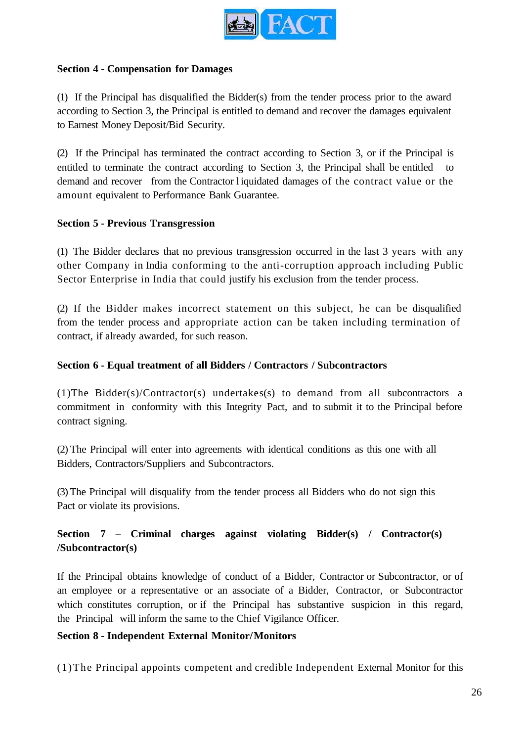**Section 4 - Compensation for Damages**

(1) If the Principal has disqualified the Bidder(s) from the tender process prior to the award according to Section 3, the Principal is entitled to demand and recover the damages equivalent to Earnest Money Deposit/Bid Security.

(2) If the Principal has terminated the contract according to Section 3, or if the Principal is entitled to terminate the contract according to Section 3, the Principal shall be entitled to demand and recover from the Contractor liquidated damages of the contract value or the amount equivalent to Performance Bank Guarantee.

**Section 5 - Previous Transgression**

(1) The Bidder declares that no previous transgression occurred in the last 3 years with any other Company in India conforming to the anti-corruption approach including Public Sector Enterprise in India that could justify his exclusion from the tender process.

(2) If the Bidder makes incorrect statement on this subject, he can be disqualified from the tender process and appropriate action can be taken including termination of contract, if already awarded, for such reason.

**Section 6 - Equal treatment of all Bidders / Contractors / Subcontractors**

(1)The Bidder(s)/Contractor(s) undertakes(s) to demand from all subcontractors a commitment in conformity with this Integrity Pact, and to submit it to the Principal before contract signing.

(2) The Principal will enter into agreements with identical conditions as this one with all Bidders, Contractors/Suppliers and Subcontractors.

(3) The Principal will disqualify from the tender process all Bidders who do not sign this Pact or violate its provisions.

**Section 7 – Criminal charges against violating Bidder(s) / Contractor(s) /Subcontractor(s)**

If the Principal obtains knowledge of conduct of a Bidder, Contractor or Subcontractor, or of an employee or a representative or an associate of a Bidder, Contractor, or Subcontractor which constitutes corruption, or if the Principal has substantive suspicion in this regard, the Principal will inform the same to the Chief Vigilance Officer.

**Section 8 - Independent External Monitor/Monitors**

(1)The Principal appoints competent and credible Independent External Monitor for this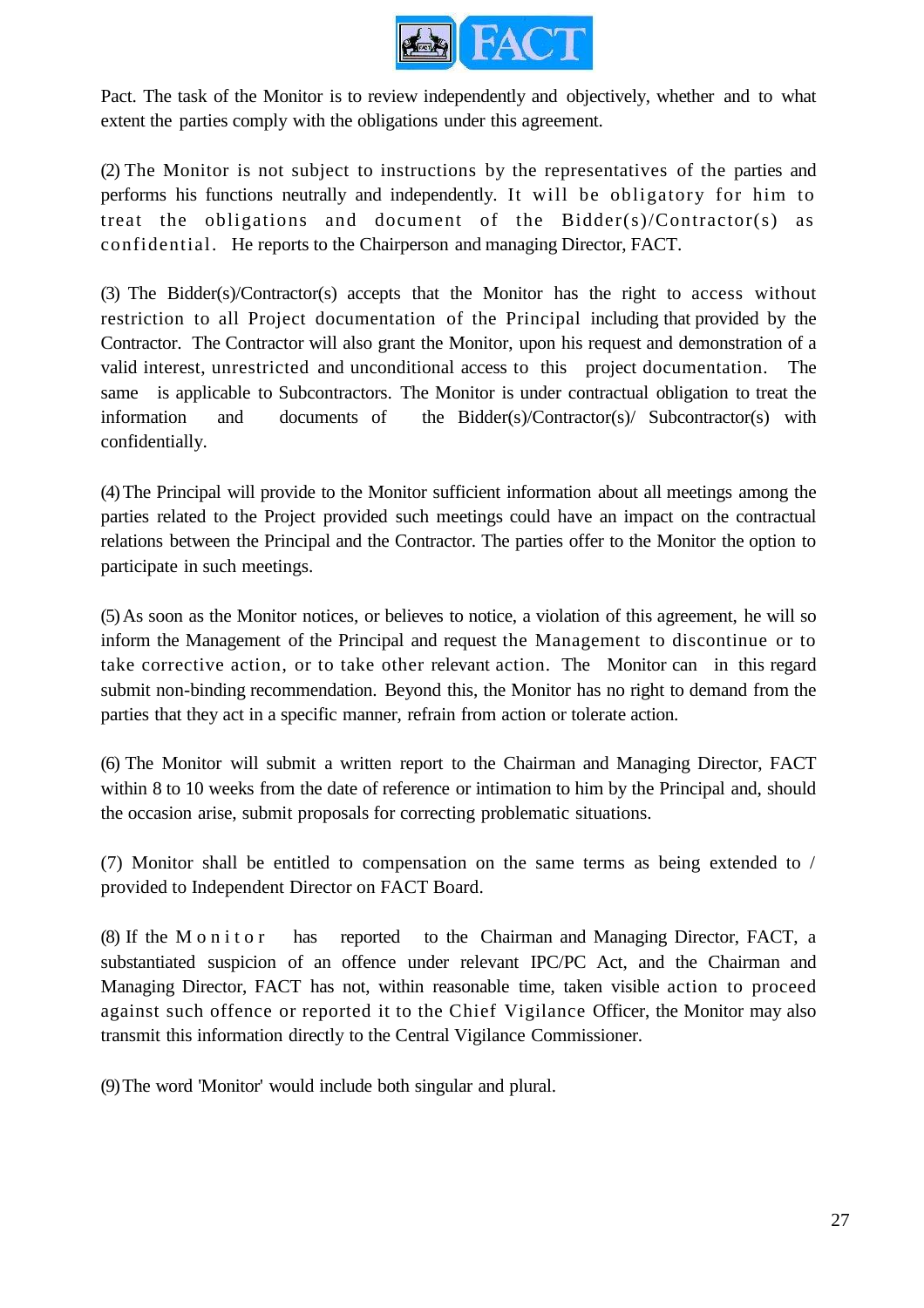Pact. The task of the Monitor is to review independently and objectively, whether and to what extent the parties comply with the obligations under this agreement.

(2) The Monitor is not subject to instructions by the representatives of the parties and performs his functions neutrally and independently. It will be obligatory for him to treat the obligations and document of the Bidder(s)/Contractor(s) as confidential. He reports to the Chairperson and managing Director, FACT.

(3) The Bidder(s)/Contractor(s) accepts that the Monitor has the right to access without restriction to all Project documentation of the Principal including that provided by the Contractor. The Contractor will also grant the Monitor, upon his request and demonstration of a valid interest, unrestricted and unconditional access to this project documentation. The same is applicable to Subcontractors. The Monitor is under contractual obligation to treat the information and documents of the Bidder(s)/Contractor(s)/ Subcontractor(s) with confidentially.

(4) The Principal will provide to the Monitor sufficient information about all meetings among the parties related to the Project provided such meetings could have an impact on the contractual relations between the Principal and the Contractor. The parties offer to the Monitor the option to participate in such meetings.

(5) As soon as the Monitor notices, or believes to notice, a violation of this agreement, he will so inform the Management of the Principal and request the Management to discontinue or to take corrective action, or to take other relevant action. The Monitor can in this regard submit non-binding recommendation. Beyond this, the Monitor has no right to demand from the parties that they act in a specific manner, refrain from action or tolerate action.

(6) The Monitor will submit a written report to the Chairman and Managing Director, FACT within 8 to 10 weeks from the date of reference or intimation to him by the Principal and, should the occasion arise, submit proposals for correcting problematic situations.

(7) Monitor shall be entitled to compensation on the same terms as being extended to / provided to Independent Director on FACT Board.

(8) If the Monitor has reported to the Chairman and Managing Director, FACT, a substantiated suspicion of an offence under relevant IPC/PC Act, and the Chairman and Managing Director, FACT has not, within reasonable time, taken visible action to proceed against such offence or reported it to the Chief Vigilance Officer, the Monitor may also transmit this information directly to the Central Vigilance Commissioner.

(9) The word 'Monitor' would include both singular and plural.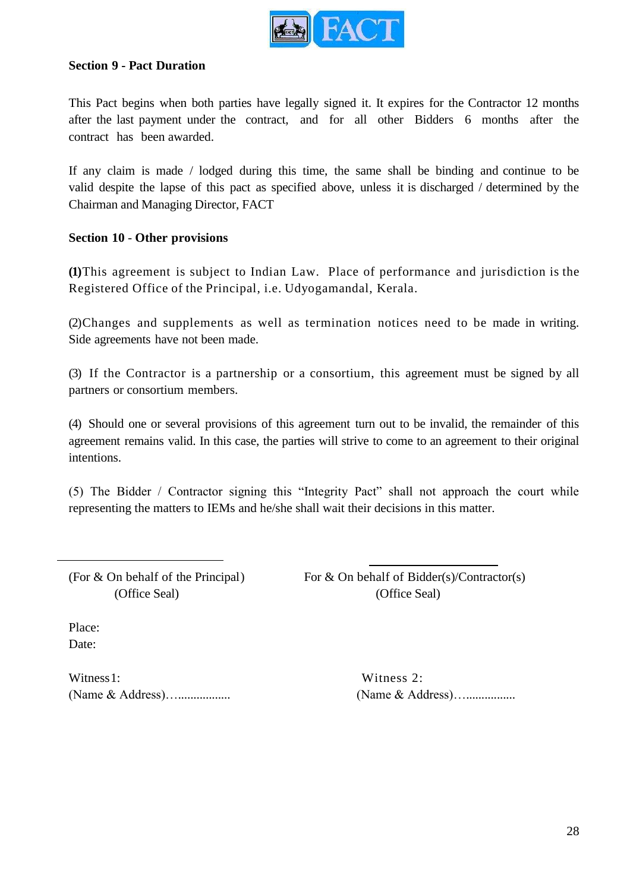**Section 9 - Pact Duration**

This Pact begins when both parties have legally signed it. It expires for the Contractor 12 months after the last payment under the contract, and for all other Bidders 6 months after the contract has been awarded.

If any claim is made / lodged during this time, the same shall be binding and continue to be valid despite the lapse of this pact as specified above, unless it is discharged / determined by the Chairman and Managing Director, FACT

**Section 10 - Other provisions**

**(1)**This agreement is subject to Indian Law. Place of performance and jurisdiction is the Registered Office of the Principal, i.e. Udyogamandal, Kerala.

(2)Changes and supplements as well as termination notices need to be made in writing. Side agreements have not been made.

(3) If the Contractor is a partnership or a consortium, this agreement must be signed by all partners or consortium members.

(4) Should one or several provisions of this agreement turn out to be invalid, the remainder of this agreement remains valid. In this case, the parties will strive to come to an agreement to their original intentions.

(5) The Bidder / Contractor signing this "Integrity Pact" shall not approach the court while representing the matters to IEMs and he/she shall wait their decisions in this matter.

| (For & On behalf of the Principal) (Office Seal) | For & On behalf of Bidder(s)/Contractor(s) (Office Seal) |
|---|---|

Place:
Date:

| Witness1: (Name & Address)…................. | Witness 2: (Name & Address)…................ |
|---|---|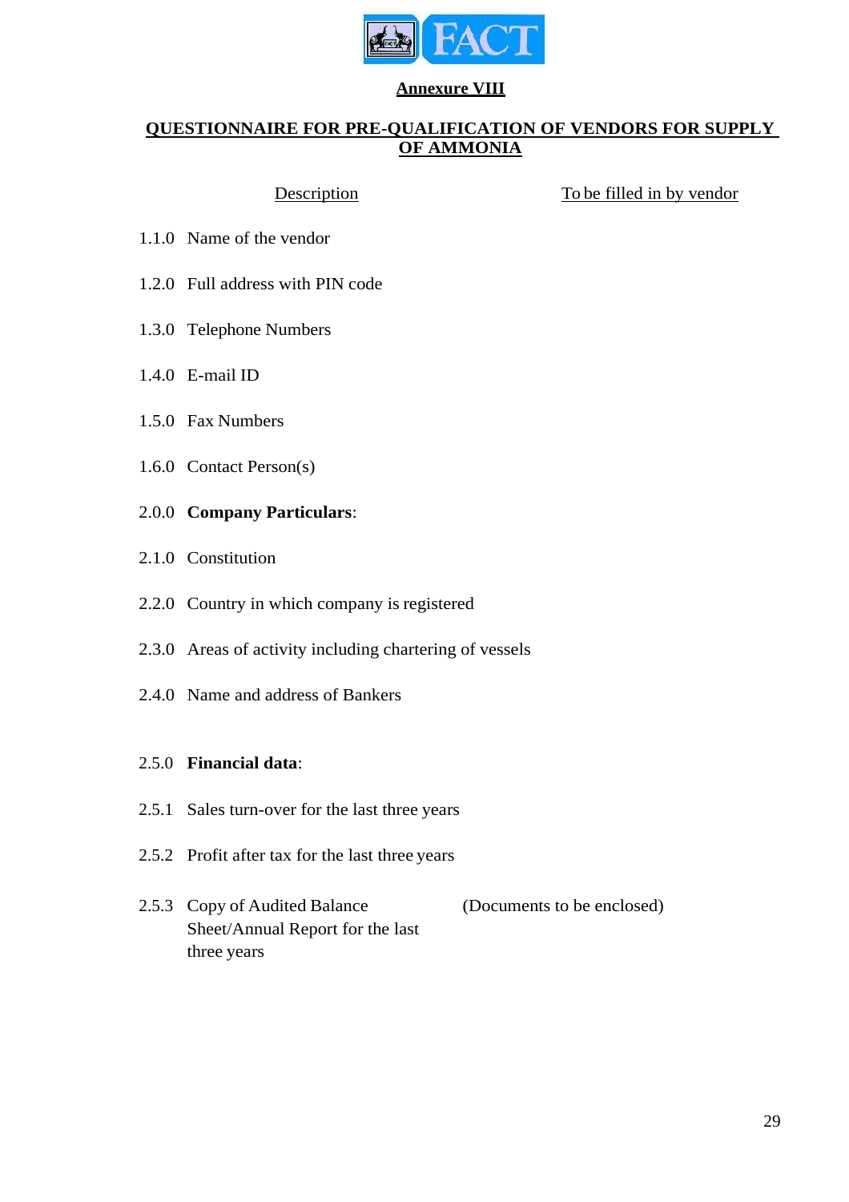**Annexure VIII**

**QUESTIONNAIRE FOR PRE-QUALIFICATION OF VENDORS FOR SUPPLY OF AMMONIA**

| Description | To be filled in by vendor |
|---|---|
| 1.1.0 Name of the vendor | |
| 1.2.0 Full address with PIN code | |
| 1.3.0 Telephone Numbers | |
| 1.4.0 E-mail ID | |
| 1.5.0 Fax Numbers | |
| 1.6.0 Contact Person(s) | |
| 2.0.0 **Company Particulars**: | |
| 2.1.0 Constitution | |
| 2.2.0 Country in which company is registered | |
| 2.3.0 Areas of activity including chartering of vessels | |
| 2.4.0 Name and address of Bankers | |
| 2.5.0 **Financial data**: | |
| 2.5.1 Sales turn-over for the last three years | |
| 2.5.2 Profit after tax for the last three years | |
| 2.5.3 Copy of Audited Balance Sheet/Annual Report for the last three years | (Documents to be enclosed) |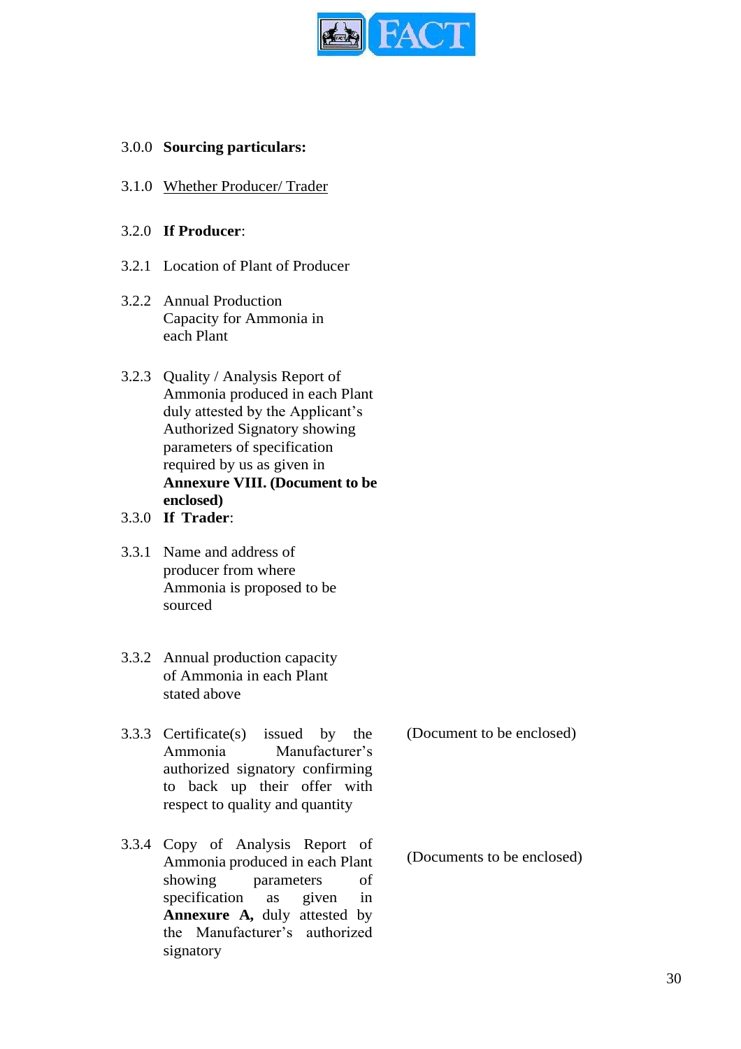3.0.0 **Sourcing particulars:**

3.1.0 Whether Producer/ Trader

3.2.0 **If Producer**:

3.2.1 Location of Plant of Producer

3.2.2 Annual Production Capacity for Ammonia in each Plant

3.2.3 Quality / Analysis Report of Ammonia produced in each Plant duly attested by the Applicant's Authorized Signatory showing parameters of specification required by us as given in **Annexure VIII. (Document to be enclosed)**

3.3.0 **If Trader**:

3.3.1 Name and address of producer from where Ammonia is proposed to be sourced

3.3.2 Annual production capacity of Ammonia in each Plant stated above

3.3.3 Certificate(s) issued by the Ammonia Manufacturer's authorized signatory confirming to back up their offer with respect to quality and quantity — (Document to be enclosed)

3.3.4 Copy of Analysis Report of Ammonia produced in each Plant showing parameters of specification as given in **Annexure A,** duly attested by the Manufacturer's authorized signatory — (Documents to be enclosed)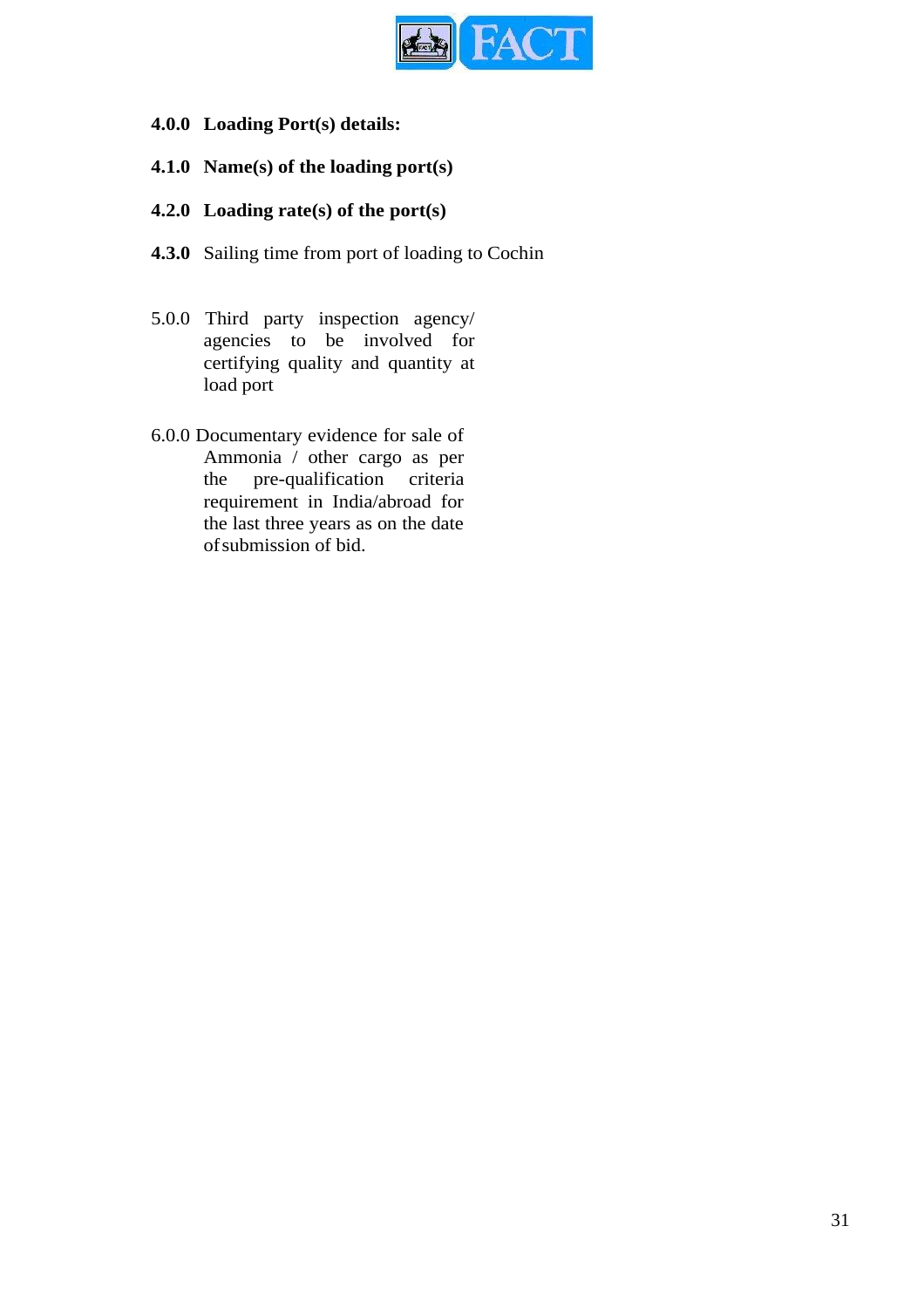**4.0.0 Loading Port(s) details:**

**4.1.0 Name(s) of the loading port(s)**

**4.2.0 Loading rate(s) of the port(s)**

**4.3.0** Sailing time from port of loading to Cochin

5.0.0 Third party inspection agency/ agencies to be involved for certifying quality and quantity at load port

6.0.0 Documentary evidence for sale of Ammonia / other cargo as per the pre-qualification criteria requirement in India/abroad for the last three years as on the date of submission of bid.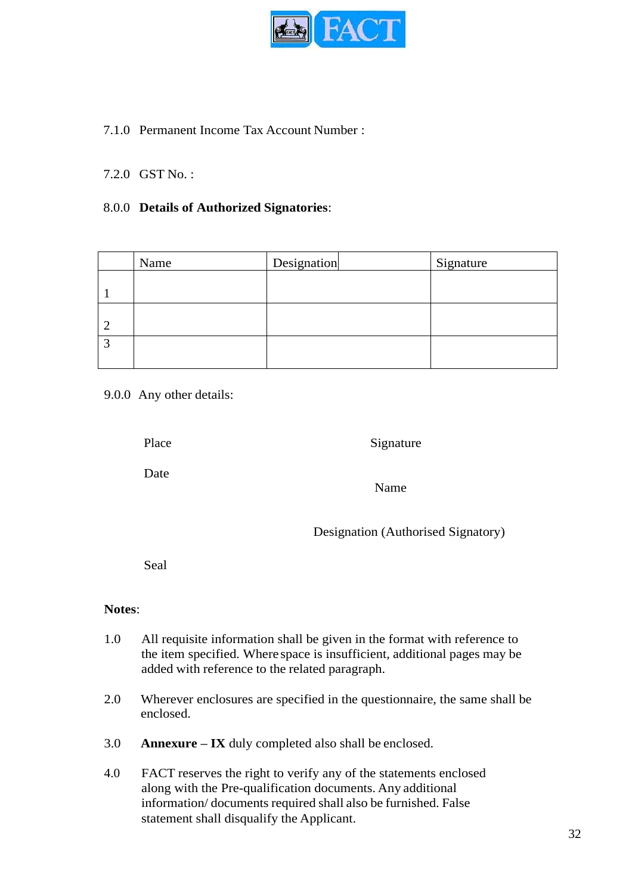7.1.0 Permanent Income Tax Account Number :

7.2.0 GST No. :

8.0.0 **Details of Authorized Signatories**:

| | Name | Designation | Signature |
|---|---|---|---|
| 1 | | | |
| 2 | | | |
| 3 | | | |

9.0.0 Any other details:

Place

Signature

Date

Name

Designation (Authorised Signatory)

Seal

**Notes**:

1.0 All requisite information shall be given in the format with reference to the item specified. Where space is insufficient, additional pages may be added with reference to the related paragraph.

2.0 Wherever enclosures are specified in the questionnaire, the same shall be enclosed.

3.0 **Annexure – IX** duly completed also shall be enclosed.

4.0 FACT reserves the right to verify any of the statements enclosed along with the Pre-qualification documents. Any additional information/ documents required shall also be furnished. False statement shall disqualify the Applicant.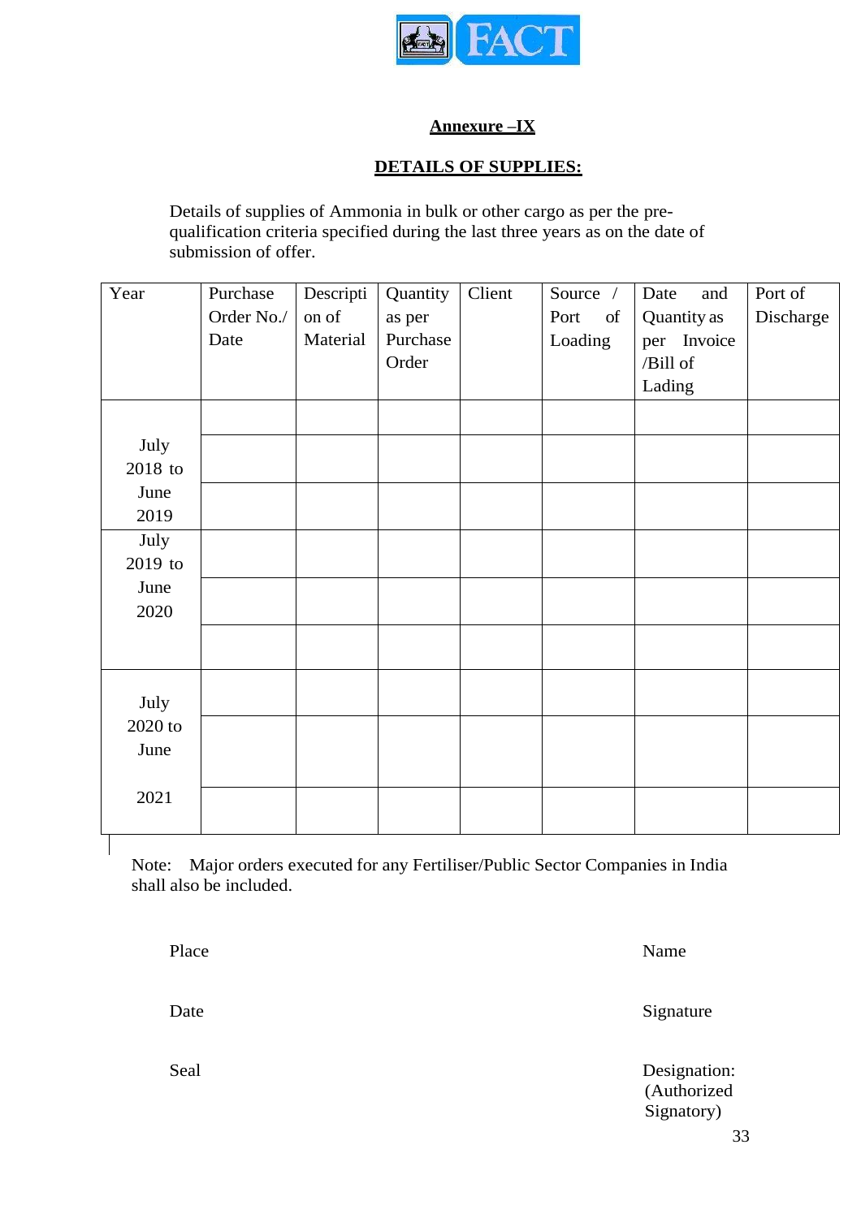**Annexure –IX**

**DETAILS OF SUPPLIES:**

Details of supplies of Ammonia in bulk or other cargo as per the pre-qualification criteria specified during the last three years as on the date of submission of offer.

| Year | Purchase Order No./ Date | Description of Material | Quantity as per Purchase Order | Client | Source / Port of Loading | Date and Quantity as per Invoice /Bill of Lading | Port of Discharge |
|---|---|---|---|---|---|---|---|
| July 2018 to June 2019 | | | | | | | |
| | | | | | | | |
| | | | | | | | |
| July 2019 to June 2020 | | | | | | | |
| | | | | | | | |
| | | | | | | | |
| July 2020 to June 2021 | | | | | | | |
| | | | | | | | |
| | | | | | | | |

Note: Major orders executed for any Fertiliser/Public Sector Companies in India shall also be included.

Place

Date

Seal

Name

Signature

Designation: (Authorized Signatory)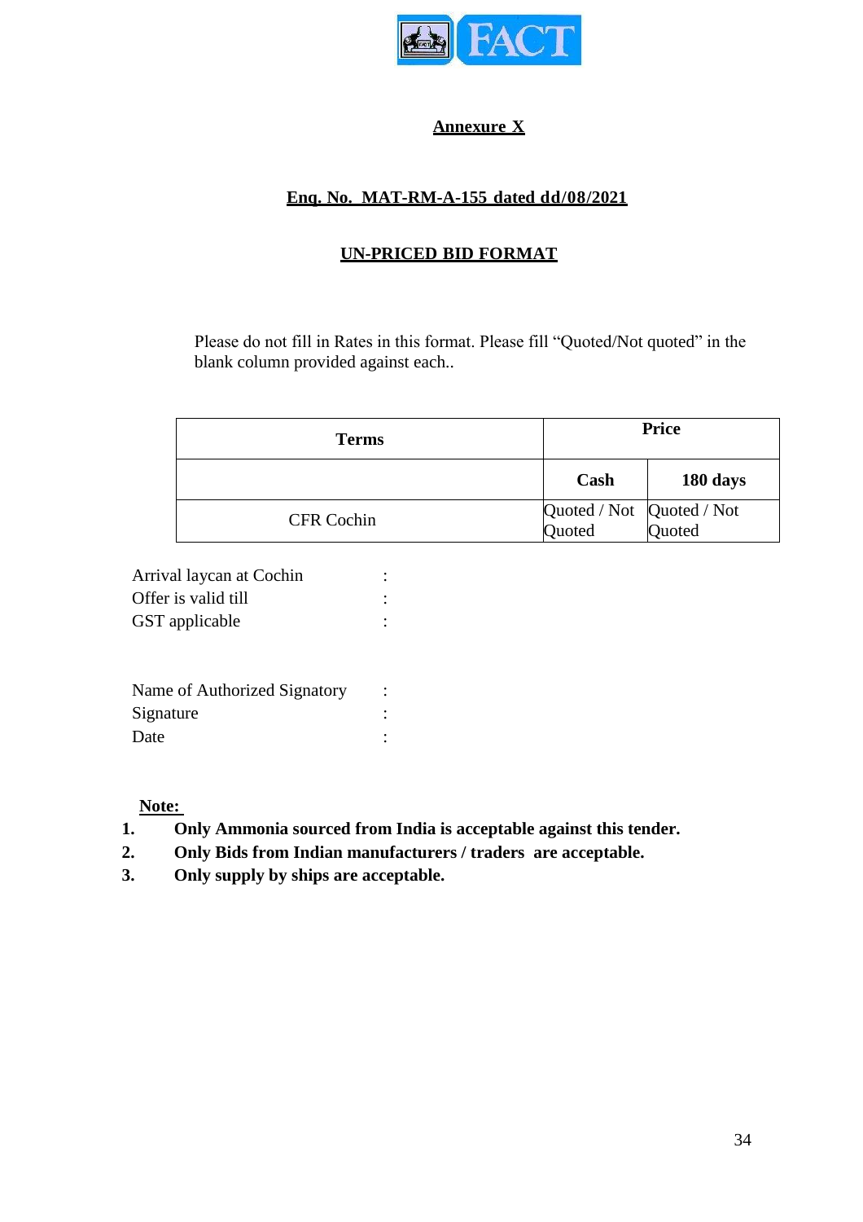**FACT**

## Annexure X

### Enq. No. MAT-RM-A-155 dated dd/08/2021

### UN-PRICED BID FORMAT

Please do not fill in Rates in this format. Please fill "Quoted/Not quoted" in the blank column provided against each..

| Terms | Price | |
|---|---|---|
| | **Cash** | **180 days** |
| CFR Cochin | Quoted / Not Quoted | Quoted / Not Quoted |

Arrival laycan at Cochin :
Offer is valid till :
GST applicable :

Name of Authorized Signatory :
Signature :
Date :

**Note:**

1. **Only Ammonia sourced from India is acceptable against this tender.**
2. **Only Bids from Indian manufacturers / traders are acceptable.**
3. **Only supply by ships are acceptable.**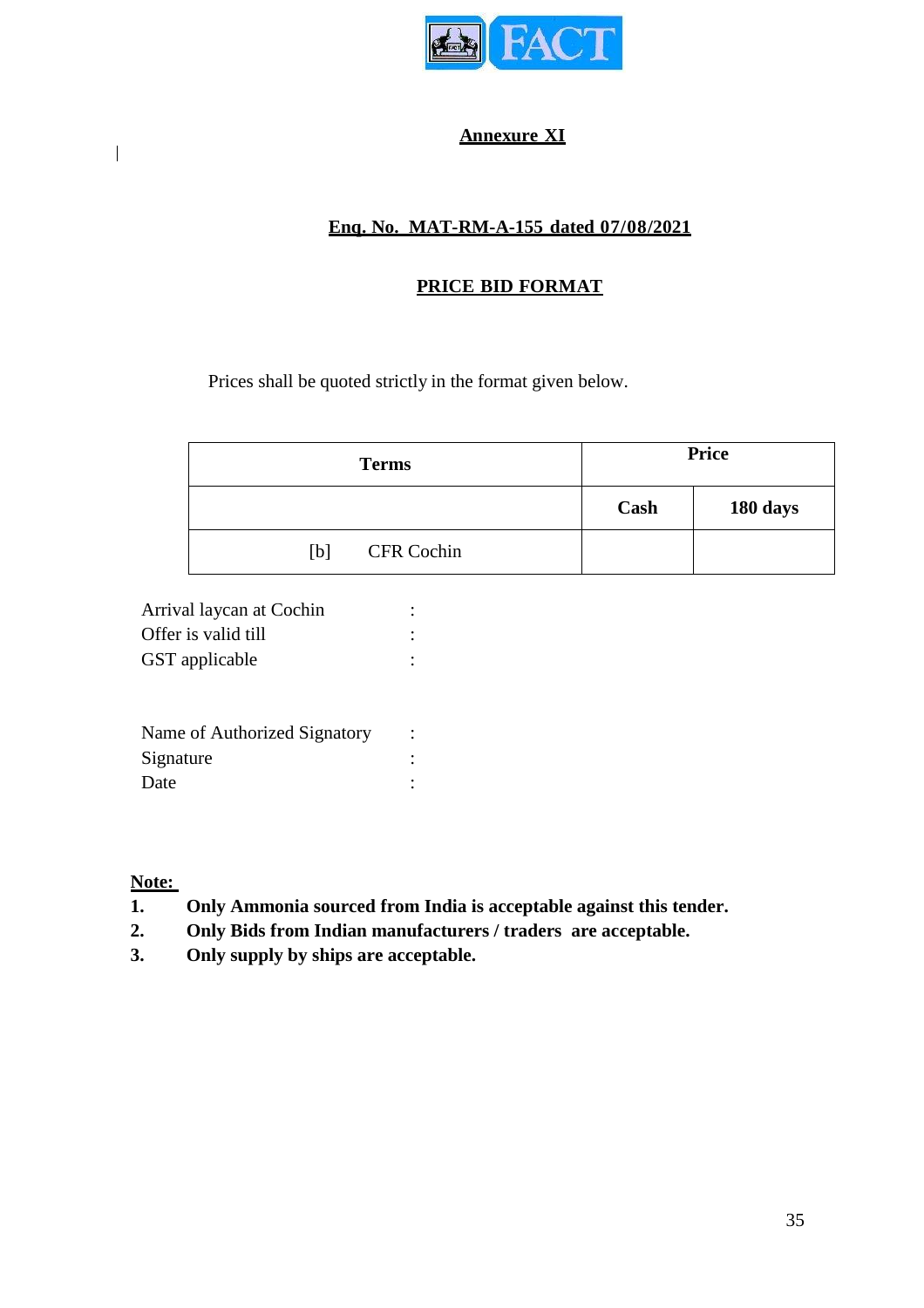**Annexure XI**

**Enq. No. MAT-RM-A-155 dated 07/08/2021**

**PRICE BID FORMAT**

Prices shall be quoted strictly in the format given below.

| Terms | Price | |
|---|---|---|
| | **Cash** | **180 days** |
| [b] CFR Cochin | | |

Arrival laycan at Cochin :
Offer is valid till :
GST applicable :

Name of Authorized Signatory :
Signature :
Date :

**Note:**

1. **Only Ammonia sourced from India is acceptable against this tender.**
2. **Only Bids from Indian manufacturers / traders are acceptable.**
3. **Only supply by ships are acceptable.**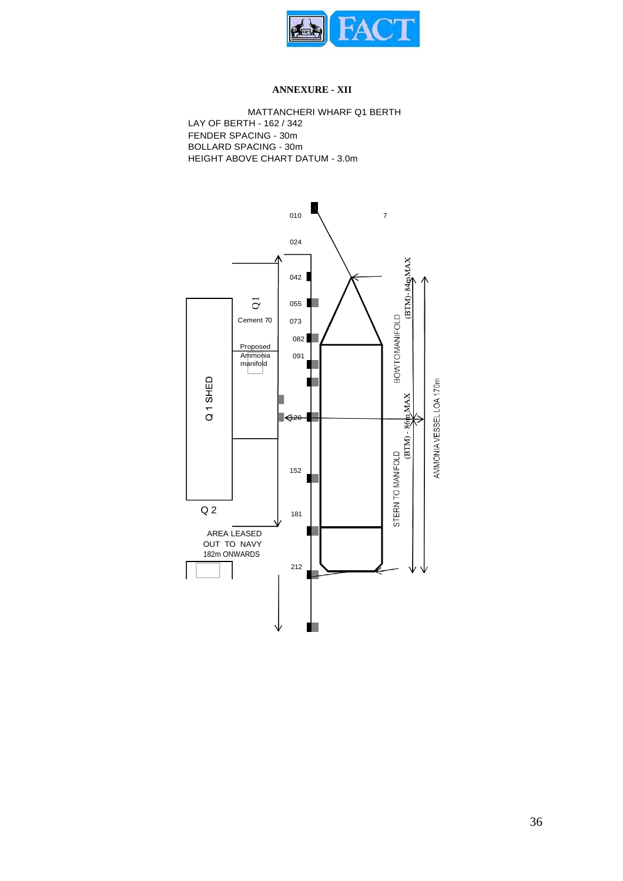## ANNEXURE - XII

MATTANCHERI WHARF Q1 BERTH
LAY OF BERTH - 162 / 342
FENDER SPACING - 30m
BOLLARD SPACING - 30m
HEIGHT ABOVE CHART DATUM - 3.0m

010
7
024
042
055
073
082
091
120
152
181
212

Q1
Cement 70
Proposed Ammonia manifold
Q 1 SHED
Q 2
AREA LEASED OUT TO NAVY 182m ONWARDS

BOW TO MANIFOLD (BTM) - 84m MAX
STERN TO MANIFOLD (BTM) - 86m MAX
AMMONIA VESSEL LOA 170m